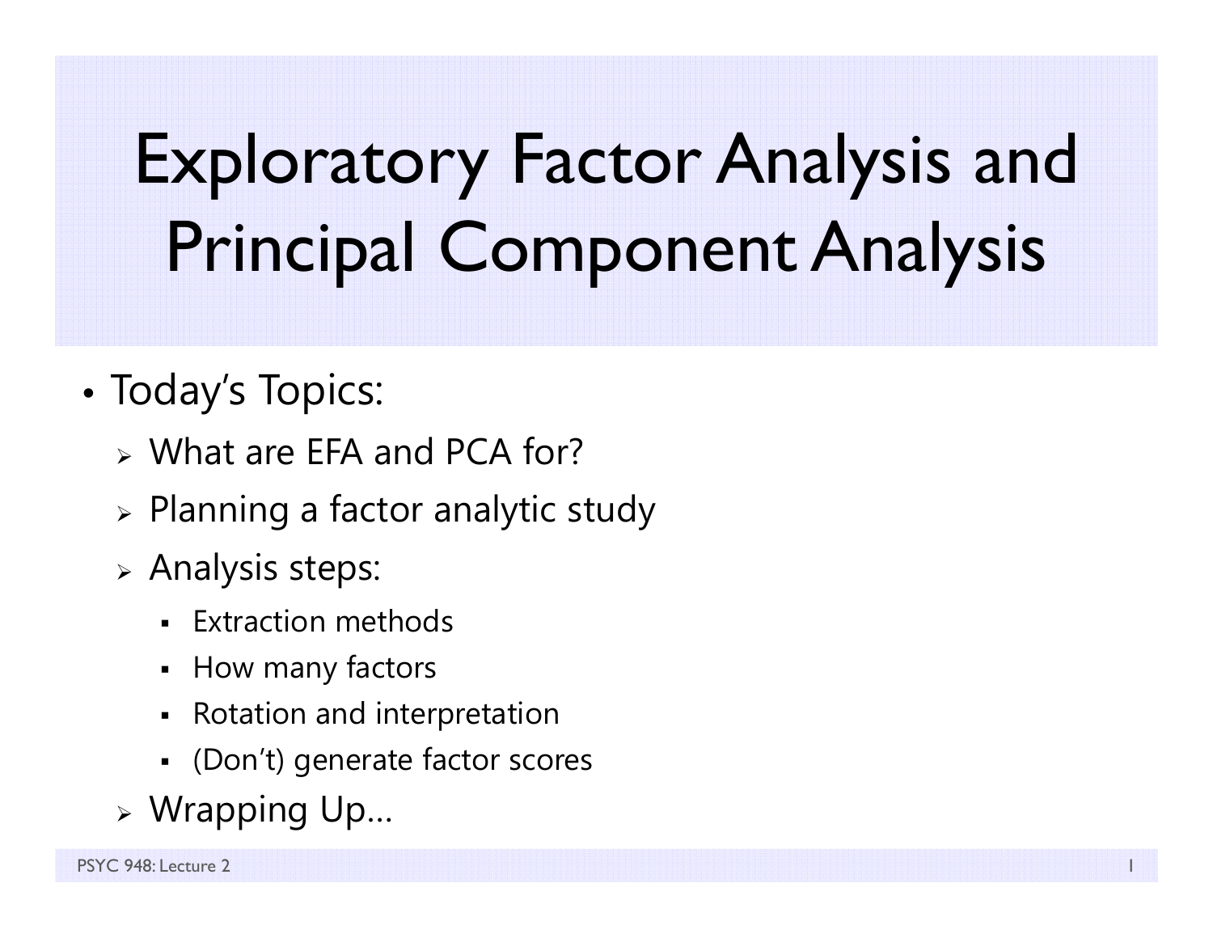# Exploratory Factor Analysis and Principal Component Analysis

- Today's Topics:
  - What are EFA and PCA for?
  - Planning a factor analytic study
  - Analysis steps:
    - Extraction methods
    - How many factors
    - Rotation and interpretation
    - (Don't) generate factor scores
  - Wrapping Up…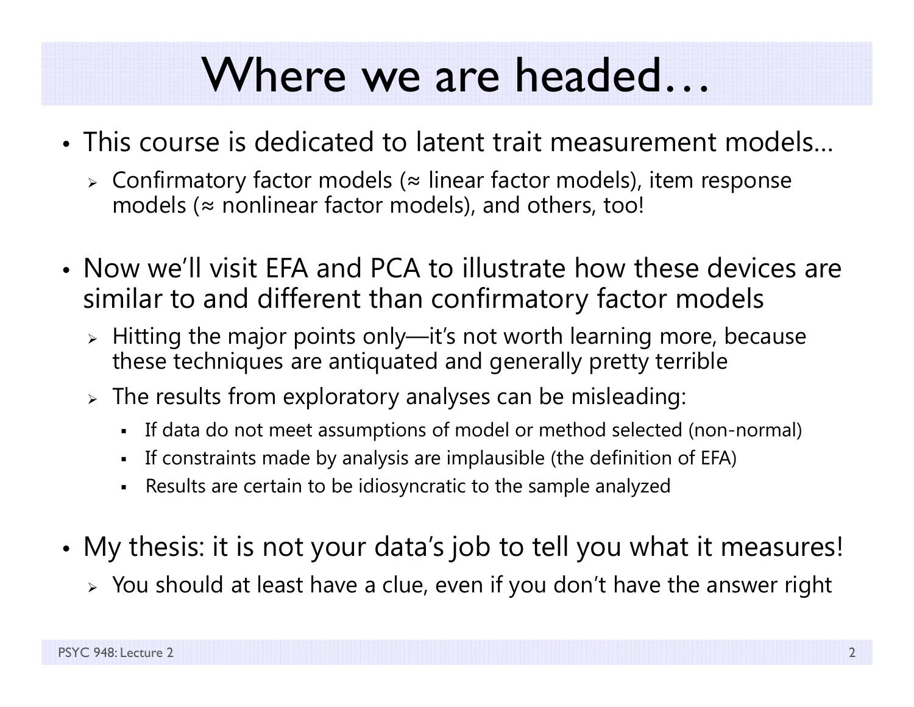# Where we are headed…

- This course is dedicated to latent trait measurement models…
  - Confirmatory factor models (≈ linear factor models), item response models (≈ nonlinear factor models), and others, too!

- Now we'll visit EFA and PCA to illustrate how these devices are similar to and different than confirmatory factor models
  - Hitting the major points only—it's not worth learning more, because these techniques are antiquated and generally pretty terrible
  - The results from exploratory analyses can be misleading:
    - If data do not meet assumptions of model or method selected (non-normal)
    - If constraints made by analysis are implausible (the definition of EFA)
    - Results are certain to be idiosyncratic to the sample analyzed

- My thesis: it is not your data's job to tell you what it measures!
  - You should at least have a clue, even if you don't have the answer right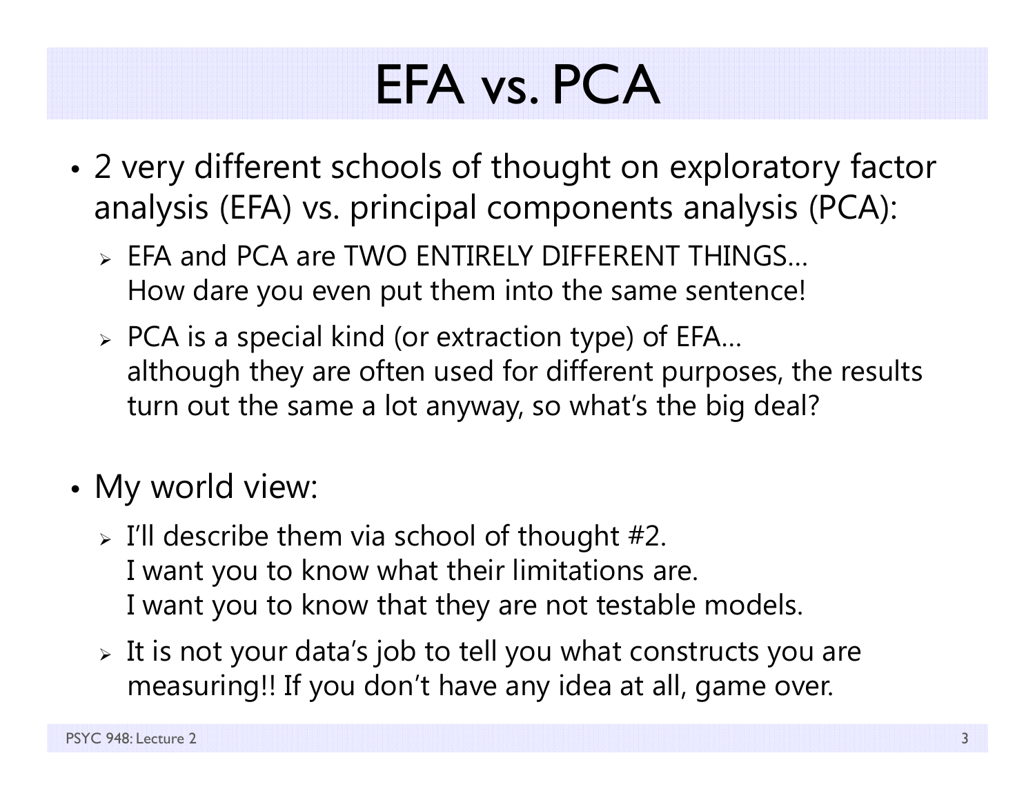# EFA vs. PCA

- 2 very different schools of thought on exploratory factor analysis (EFA) vs. principal components analysis (PCA):
  - EFA and PCA are TWO ENTIRELY DIFFERENT THINGS… How dare you even put them into the same sentence!
  - PCA is a special kind (or extraction type) of EFA… although they are often used for different purposes, the results turn out the same a lot anyway, so what's the big deal?

- My world view:
  - I'll describe them via school of thought #2. I want you to know what their limitations are. I want you to know that they are not testable models.
  - It is not your data's job to tell you what constructs you are measuring!! If you don't have any idea at all, game over.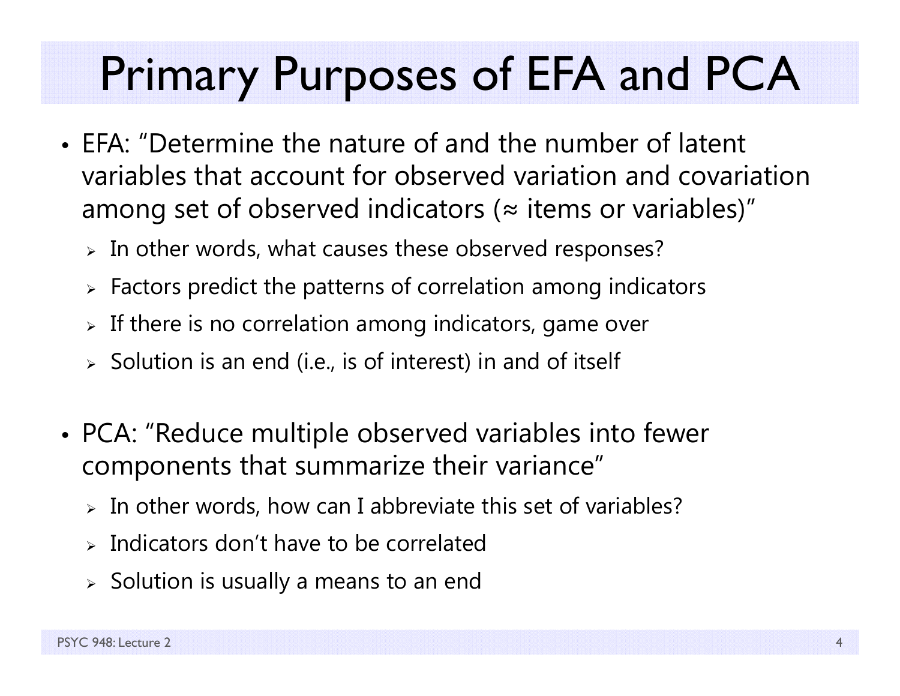# Primary Purposes of EFA and PCA

- EFA: "Determine the nature of and the number of latent variables that account for observed variation and covariation among set of observed indicators (≈ items or variables)"
  - In other words, what causes these observed responses?
  - Factors predict the patterns of correlation among indicators
  - If there is no correlation among indicators, game over
  - Solution is an end (i.e., is of interest) in and of itself

- PCA: "Reduce multiple observed variables into fewer components that summarize their variance"
  - In other words, how can I abbreviate this set of variables?
  - Indicators don't have to be correlated
  - Solution is usually a means to an end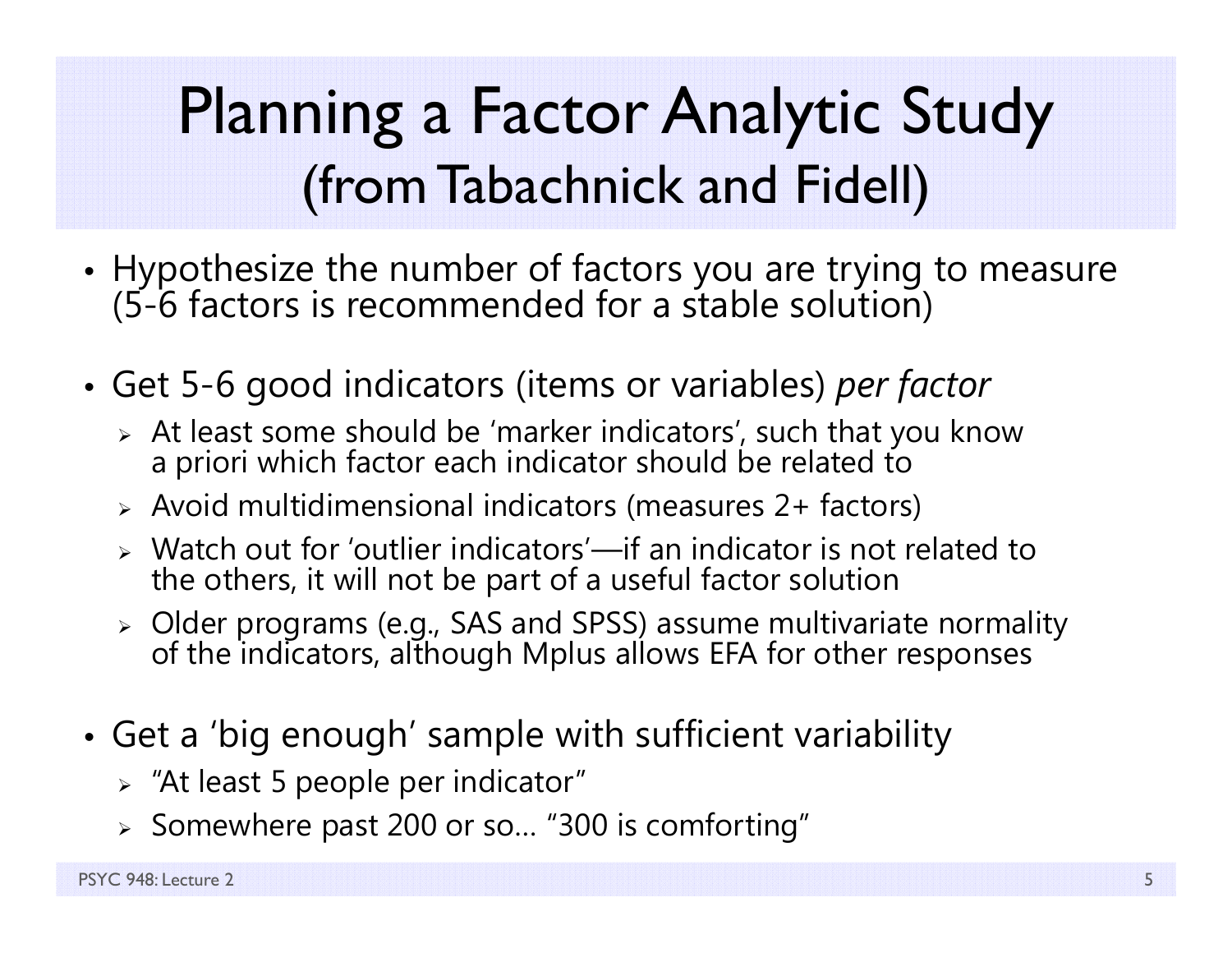# Planning a Factor Analytic Study (from Tabachnick and Fidell)

- Hypothesize the number of factors you are trying to measure (5-6 factors is recommended for a stable solution)
- Get 5-6 good indicators (items or variables) *per factor*
  - At least some should be 'marker indicators', such that you know a priori which factor each indicator should be related to
  - Avoid multidimensional indicators (measures 2+ factors)
  - Watch out for 'outlier indicators'—if an indicator is not related to the others, it will not be part of a useful factor solution
  - Older programs (e.g., SAS and SPSS) assume multivariate normality of the indicators, although Mplus allows EFA for other responses
- Get a 'big enough' sample with sufficient variability
  - "At least 5 people per indicator"
  - Somewhere past 200 or so… "300 is comforting"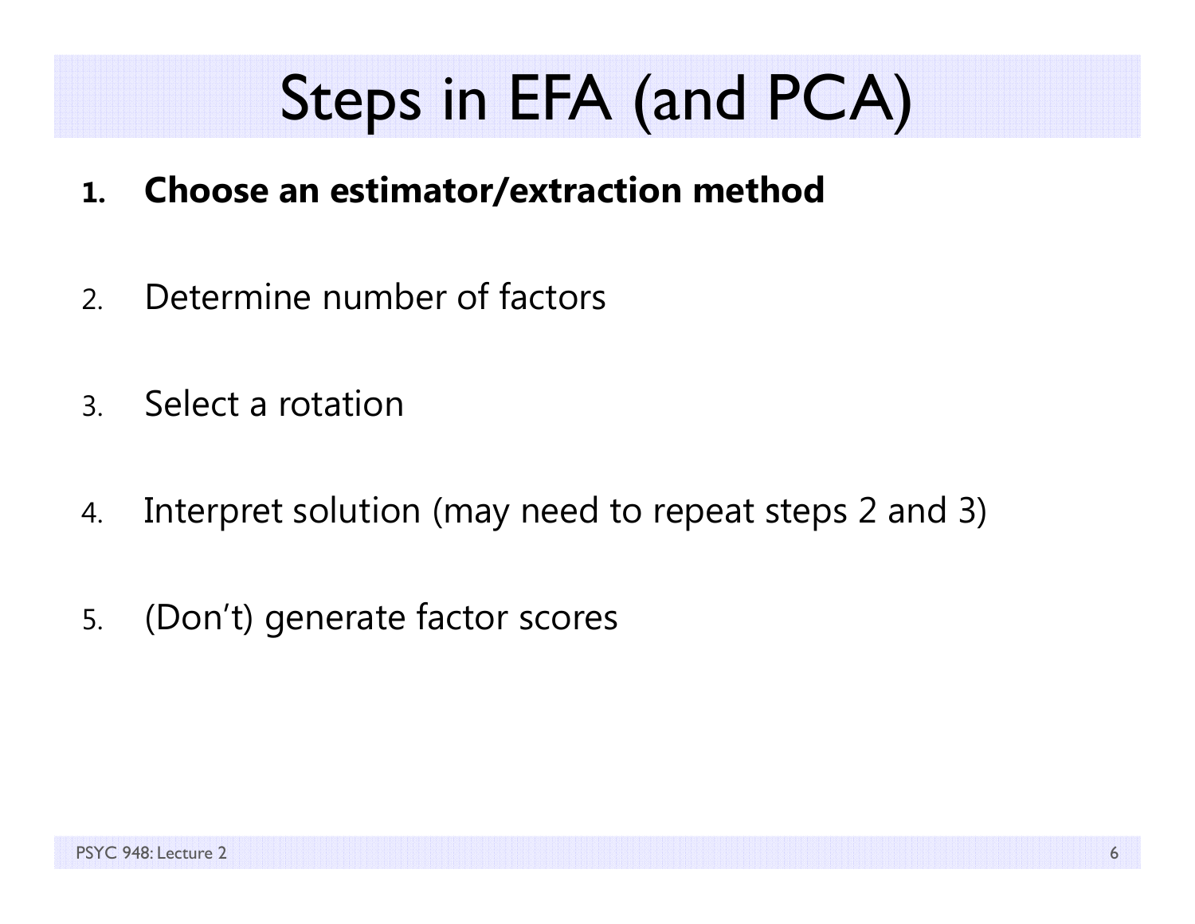# Steps in EFA (and PCA)

1. **Choose an estimator/extraction method**
2. Determine number of factors
3. Select a rotation
4. Interpret solution (may need to repeat steps 2 and 3)
5. (Don't) generate factor scores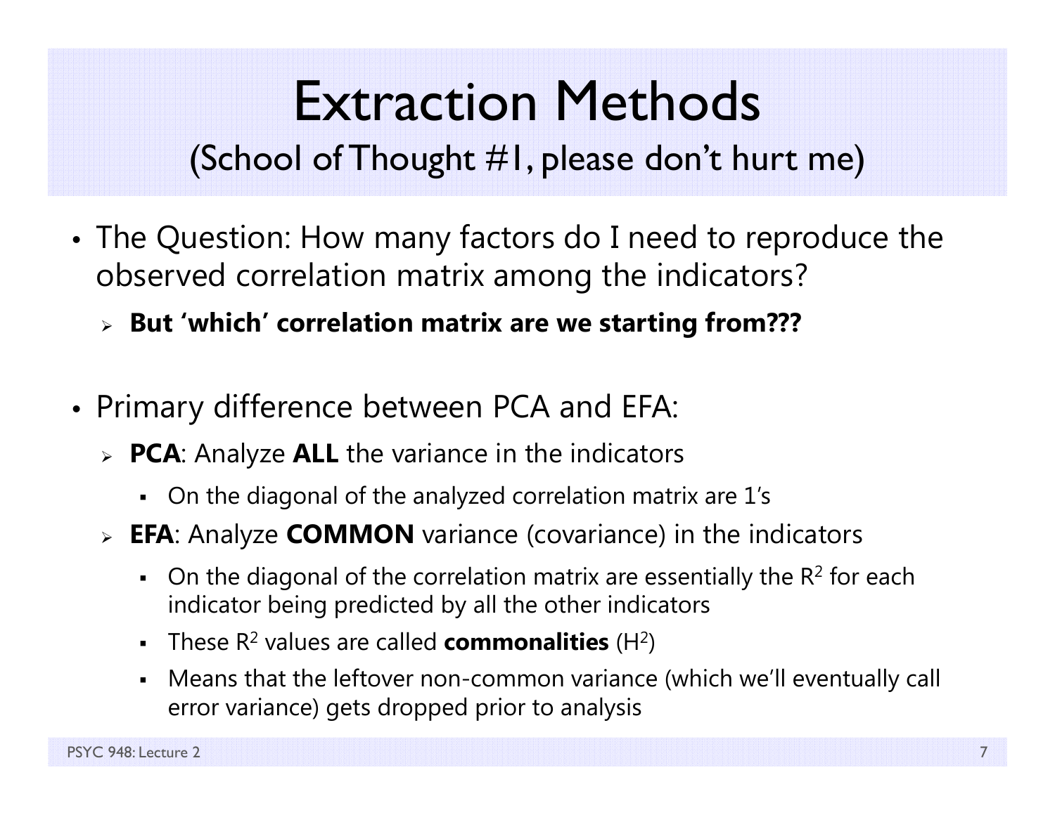# Extraction Methods

## (School of Thought #1, please don't hurt me)

- The Question: How many factors do I need to reproduce the observed correlation matrix among the indicators?
  - **But 'which' correlation matrix are we starting from???**

- Primary difference between PCA and EFA:
  - **PCA**: Analyze **ALL** the variance in the indicators
    - On the diagonal of the analyzed correlation matrix are 1's
  - **EFA**: Analyze **COMMON** variance (covariance) in the indicators
    - On the diagonal of the correlation matrix are essentially the $R^2$ for each indicator being predicted by all the other indicators
    - These $R^2$ values are called **commonalities** ($H^2$)
    - Means that the leftover non-common variance (which we'll eventually call error variance) gets dropped prior to analysis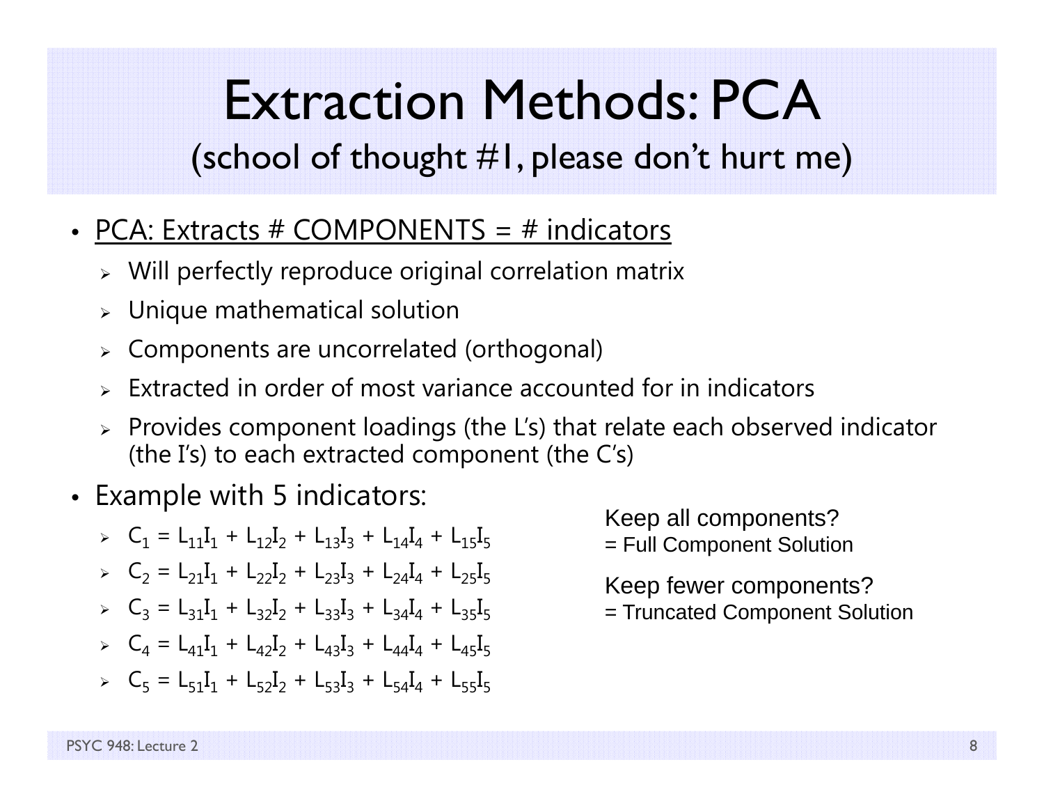# Extraction Methods: PCA

## (school of thought #1, please don't hurt me)

- <u>PCA: Extracts # COMPONENTS = # indicators</u>
  - Will perfectly reproduce original correlation matrix
  - Unique mathematical solution
  - Components are uncorrelated (orthogonal)
  - Extracted in order of most variance accounted for in indicators
  - Provides component loadings (the L's) that relate each observed indicator (the I's) to each extracted component (the C's)
- Example with 5 indicators:
  - $C_1 = L_{11}I_1 + L_{12}I_2 + L_{13}I_3 + L_{14}I_4 + L_{15}I_5$
  - $C_2 = L_{21}I_1 + L_{22}I_2 + L_{23}I_3 + L_{24}I_4 + L_{25}I_5$
  - $C_3 = L_{31}I_1 + L_{32}I_2 + L_{33}I_3 + L_{34}I_4 + L_{35}I_5$
  - $C_4 = L_{41}I_1 + L_{42}I_2 + L_{43}I_3 + L_{44}I_4 + L_{45}I_5$
  - $C_5 = L_{51}I_1 + L_{52}I_2 + L_{53}I_3 + L_{54}I_4 + L_{55}I_5$

Keep all components?
= Full Component Solution

Keep fewer components?
= Truncated Component Solution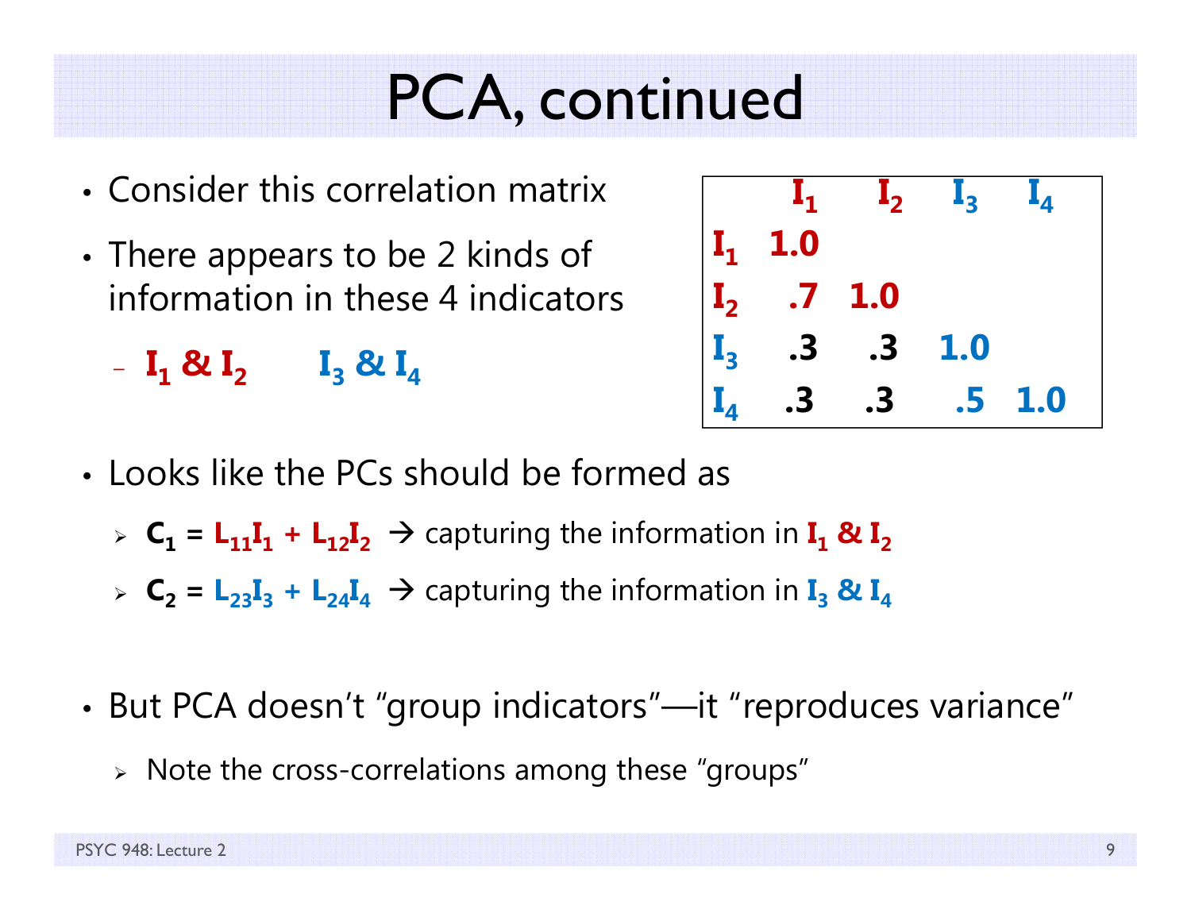# PCA, continued

- Consider this correlation matrix
- There appears to be 2 kinds of information in these 4 indicators
  - $I_1$ & $I_2$ $I_3$ & $I_4$

| | $I_1$ | $I_2$ | $I_3$ | $I_4$ |
|---|---|---|---|---|
| $I_1$ | 1.0 | | | |
| $I_2$ | .7 | 1.0 | | |
| $I_3$ | .3 | .3 | 1.0 | |
| $I_4$ | .3 | .3 | .5 | 1.0 |

- Looks like the PCs should be formed as
  - $C_1 = L_{11}I_1 + L_{12}I_2$ → capturing the information in $I_1$ & $I_2$
  - $C_2 = L_{23}I_3 + L_{24}I_4$ → capturing the information in $I_3$ & $I_4$
- But PCA doesn't "group indicators"—it "reproduces variance"
  - Note the cross-correlations among these "groups"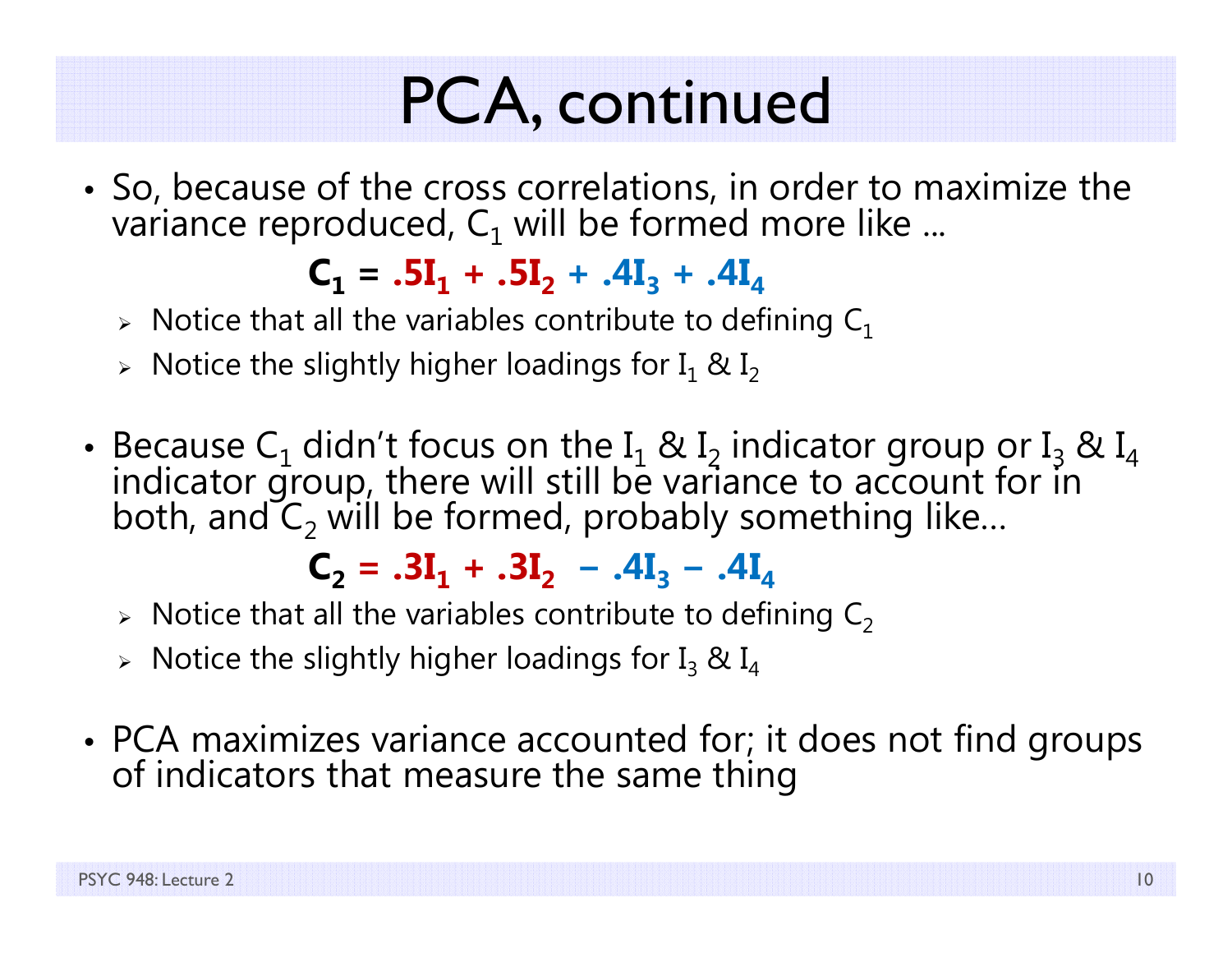# PCA, continued

- So, because of the cross correlations, in order to maximize the variance reproduced, $C_1$ will be formed more like ...

$$\mathbf{C_1 = .5I_1 + .5I_2 + .4I_3 + .4I_4}$$

  - Notice that all the variables contribute to defining $C_1$
  - Notice the slightly higher loadings for $I_1$ & $I_2$

- Because $C_1$ didn't focus on the $I_1$ & $I_2$ indicator group or $I_3$ & $I_4$ indicator group, there will still be variance to account for in both, and $C_2$ will be formed, probably something like…

$$\mathbf{C_2 = .3I_1 + .3I_2 - .4I_3 - .4I_4}$$

  - Notice that all the variables contribute to defining $C_2$
  - Notice the slightly higher loadings for $I_3$ & $I_4$

- PCA maximizes variance accounted for; it does not find groups of indicators that measure the same thing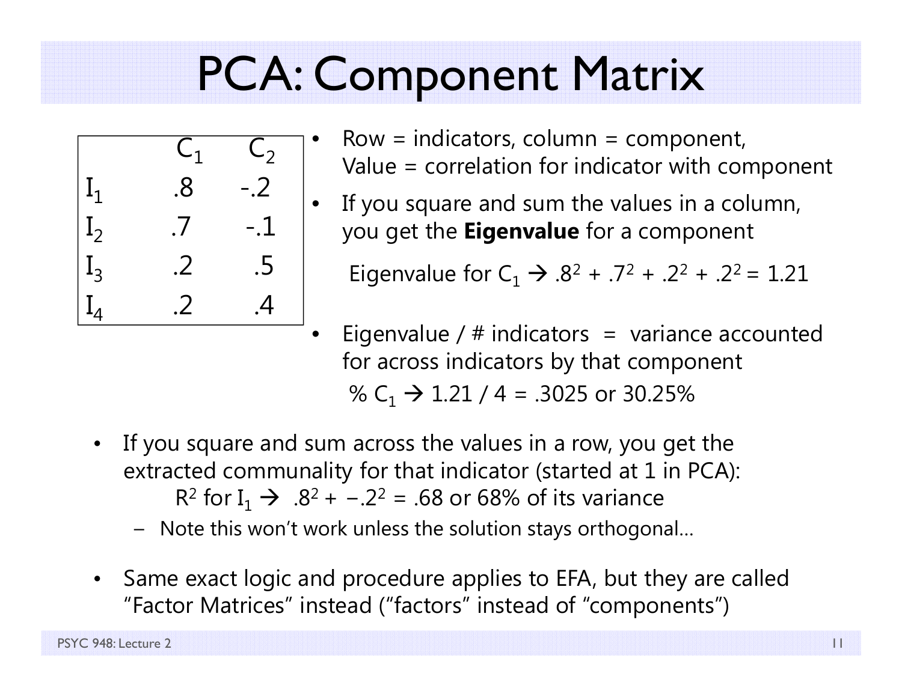# PCA: Component Matrix

|  | $C_1$ | $C_2$ |
|---|---|---|
| $I_1$ | .8 | -.2 |
| $I_2$ | .7 | -.1 |
| $I_3$ | .2 | .5 |
| $I_4$ | .2 | .4 |

- Row = indicators, column = component, Value = correlation for indicator with component
- If you square and sum the values in a column, you get the **Eigenvalue** for a component

  Eigenvalue for $C_1$ → $.8^2 + .7^2 + .2^2 + .2^2 = 1.21$

- Eigenvalue / # indicators = variance accounted for across indicators by that component

  % $C_1$ → 1.21 / 4 = .3025 or 30.25%

- If you square and sum across the values in a row, you get the extracted communality for that indicator (started at 1 in PCA):

  $R^2$ for $I_1$ → $.8^2 + -.2^2 = .68$ or 68% of its variance

  - Note this won't work unless the solution stays orthogonal…

- Same exact logic and procedure applies to EFA, but they are called "Factor Matrices" instead ("factors" instead of "components")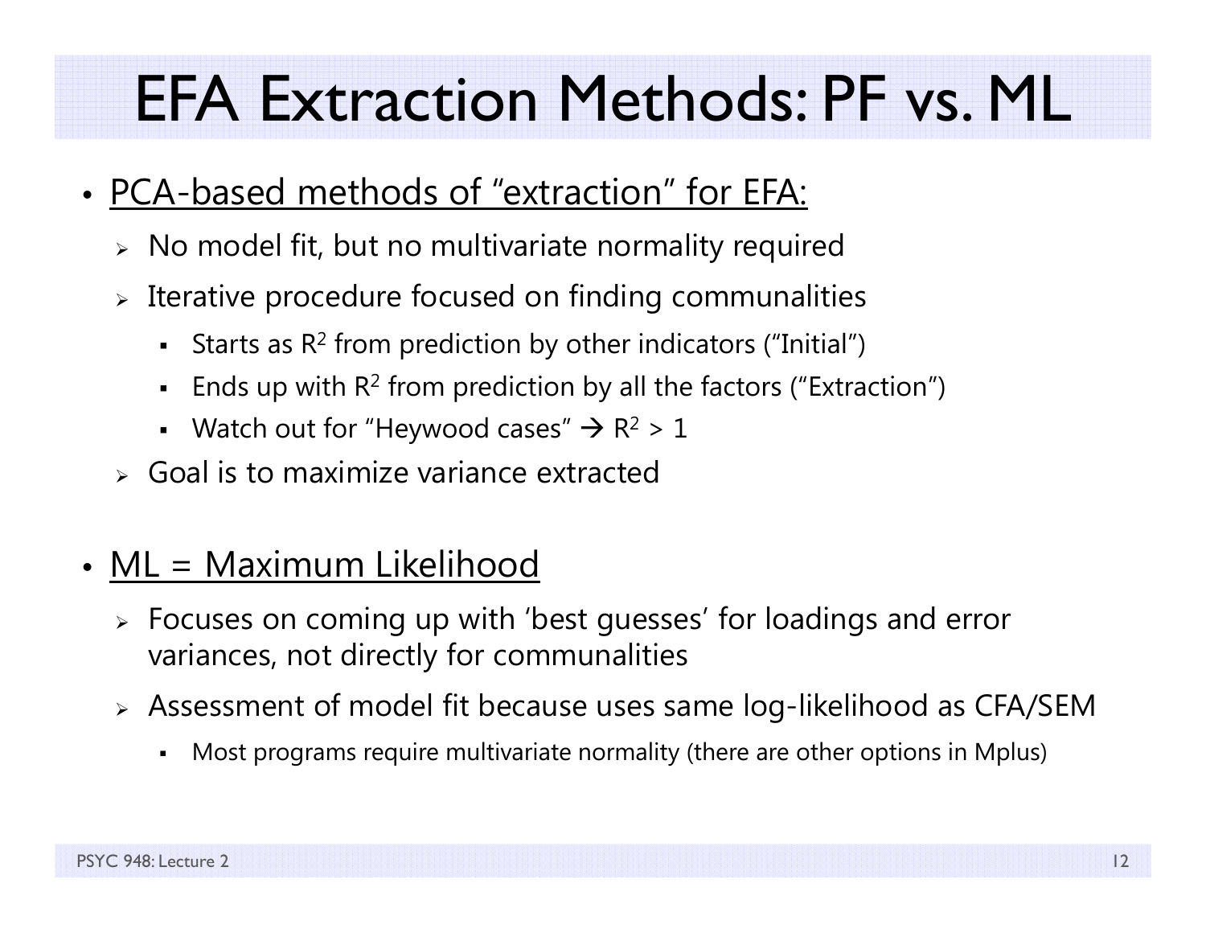# EFA Extraction Methods: PF vs. ML

- PCA-based methods of "extraction" for EFA:
  - No model fit, but no multivariate normality required
  - Iterative procedure focused on finding communalities
    - Starts as $R^2$ from prediction by other indicators ("Initial")
    - Ends up with $R^2$ from prediction by all the factors ("Extraction")
    - Watch out for "Heywood cases" → $R^2 > 1$
  - Goal is to maximize variance extracted

- ML = Maximum Likelihood
  - Focuses on coming up with 'best guesses' for loadings and error variances, not directly for communalities
  - Assessment of model fit because uses same log-likelihood as CFA/SEM
    - Most programs require multivariate normality (there are other options in Mplus)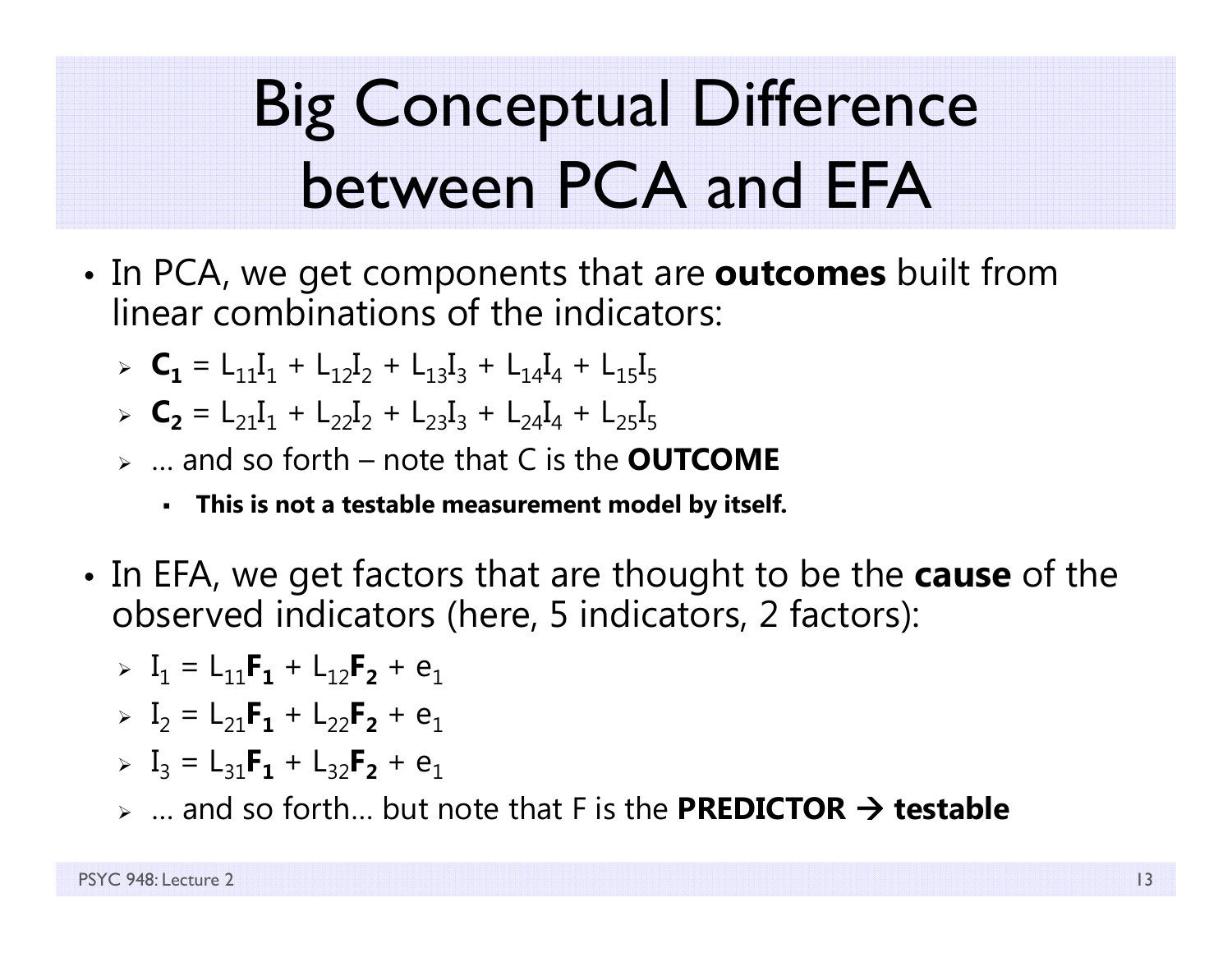# Big Conceptual Difference between PCA and EFA

- In PCA, we get components that are **outcomes** built from linear combinations of the indicators:
  - $\mathbf{C_1} = L_{11}I_1 + L_{12}I_2 + L_{13}I_3 + L_{14}I_4 + L_{15}I_5$
  - $\mathbf{C_2} = L_{21}I_1 + L_{22}I_2 + L_{23}I_3 + L_{24}I_4 + L_{25}I_5$
  - … and so forth – note that C is the **OUTCOME**
    - **This is not a testable measurement model by itself.**

- In EFA, we get factors that are thought to be the **cause** of the observed indicators (here, 5 indicators, 2 factors):
  - $I_1 = L_{11}\mathbf{F_1} + L_{12}\mathbf{F_2} + e_1$
  - $I_2 = L_{21}\mathbf{F_1} + L_{22}\mathbf{F_2} + e_1$
  - $I_3 = L_{31}\mathbf{F_1} + L_{32}\mathbf{F_2} + e_1$
  - … and so forth… but note that F is the **PREDICTOR → testable**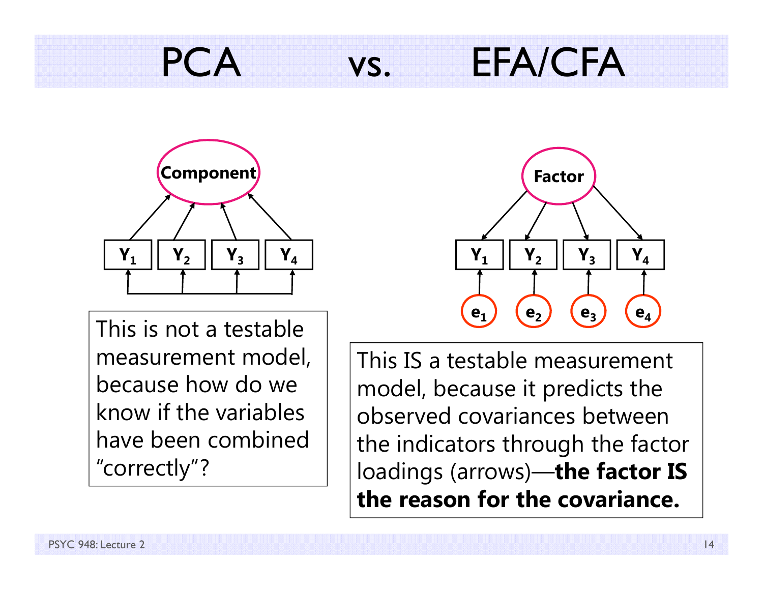# PCA vs. EFA/CFA

Component

$Y_1$ $Y_2$ $Y_3$ $Y_4$

This is not a testable measurement model, because how do we know if the variables have been combined "correctly"?

Factor

$Y_1$ $Y_2$ $Y_3$ $Y_4$

$e_1$ $e_2$ $e_3$ $e_4$

This IS a testable measurement model, because it predicts the observed covariances between the indicators through the factor loadings (arrows)—**the factor IS the reason for the covariance.**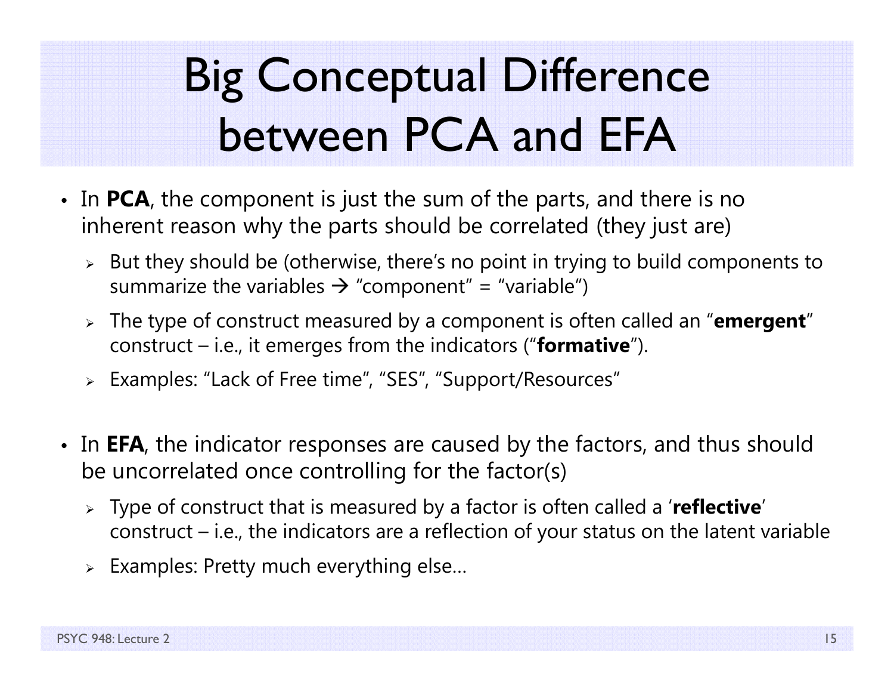# Big Conceptual Difference between PCA and EFA

- In **PCA**, the component is just the sum of the parts, and there is no inherent reason why the parts should be correlated (they just are)
  - But they should be (otherwise, there's no point in trying to build components to summarize the variables → "component" = "variable")
  - The type of construct measured by a component is often called an "**emergent**" construct – i.e., it emerges from the indicators ("**formative**").
  - Examples: "Lack of Free time", "SES", "Support/Resources"

- In **EFA**, the indicator responses are caused by the factors, and thus should be uncorrelated once controlling for the factor(s)
  - Type of construct that is measured by a factor is often called a '**reflective**' construct – i.e., the indicators are a reflection of your status on the latent variable
  - Examples: Pretty much everything else…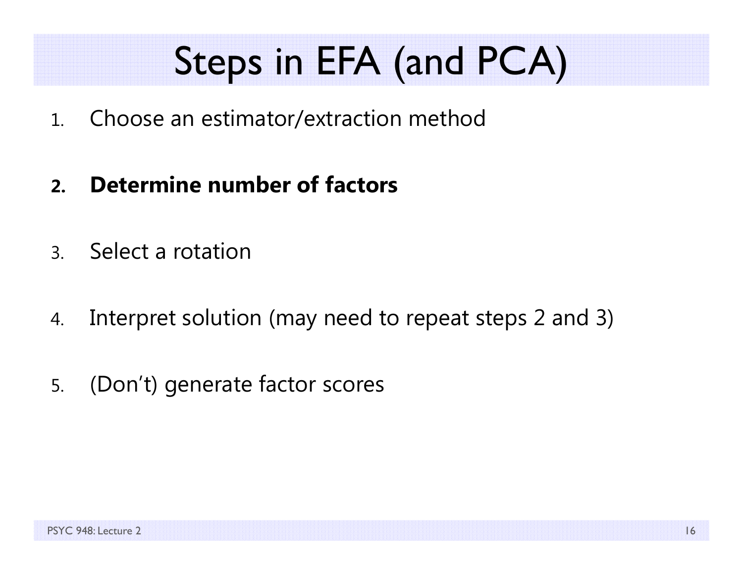# Steps in EFA (and PCA)

1. Choose an estimator/extraction method

2. **Determine number of factors**

3. Select a rotation

4. Interpret solution (may need to repeat steps 2 and 3)

5. (Don't) generate factor scores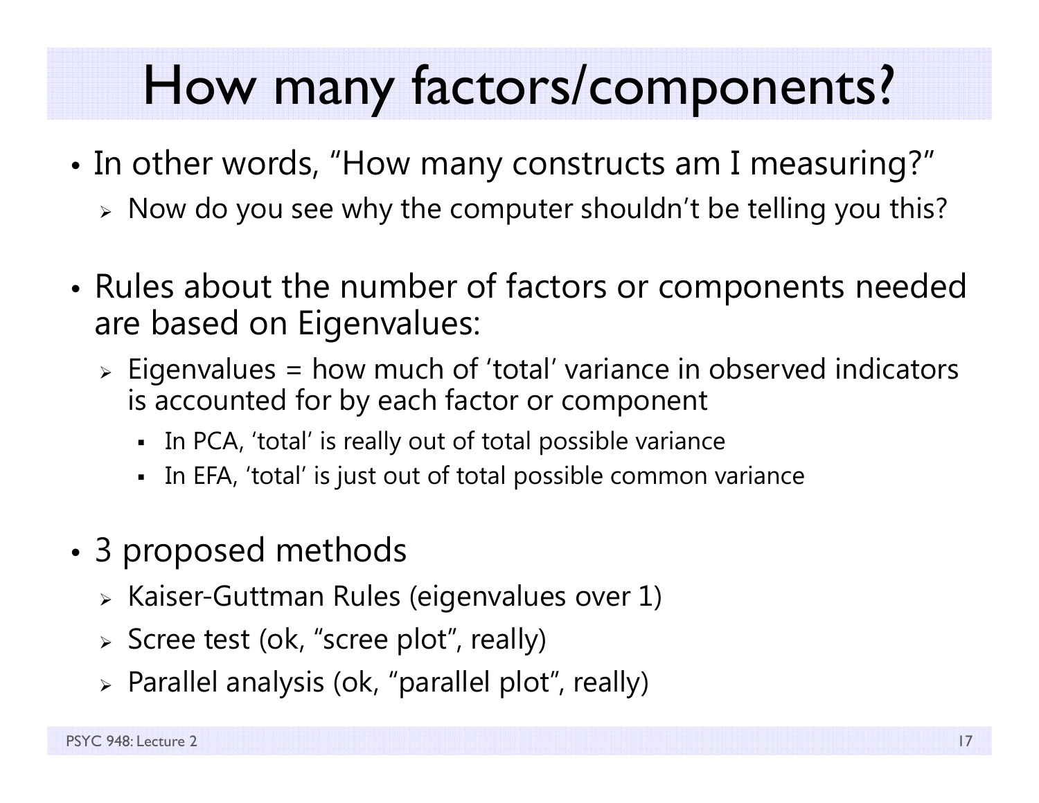# How many factors/components?

- In other words, "How many constructs am I measuring?"
  - Now do you see why the computer shouldn't be telling you this?

- Rules about the number of factors or components needed are based on Eigenvalues:
  - Eigenvalues = how much of 'total' variance in observed indicators is accounted for by each factor or component
    - In PCA, 'total' is really out of total possible variance
    - In EFA, 'total' is just out of total possible common variance

- 3 proposed methods
  - Kaiser-Guttman Rules (eigenvalues over 1)
  - Scree test (ok, "scree plot", really)
  - Parallel analysis (ok, "parallel plot", really)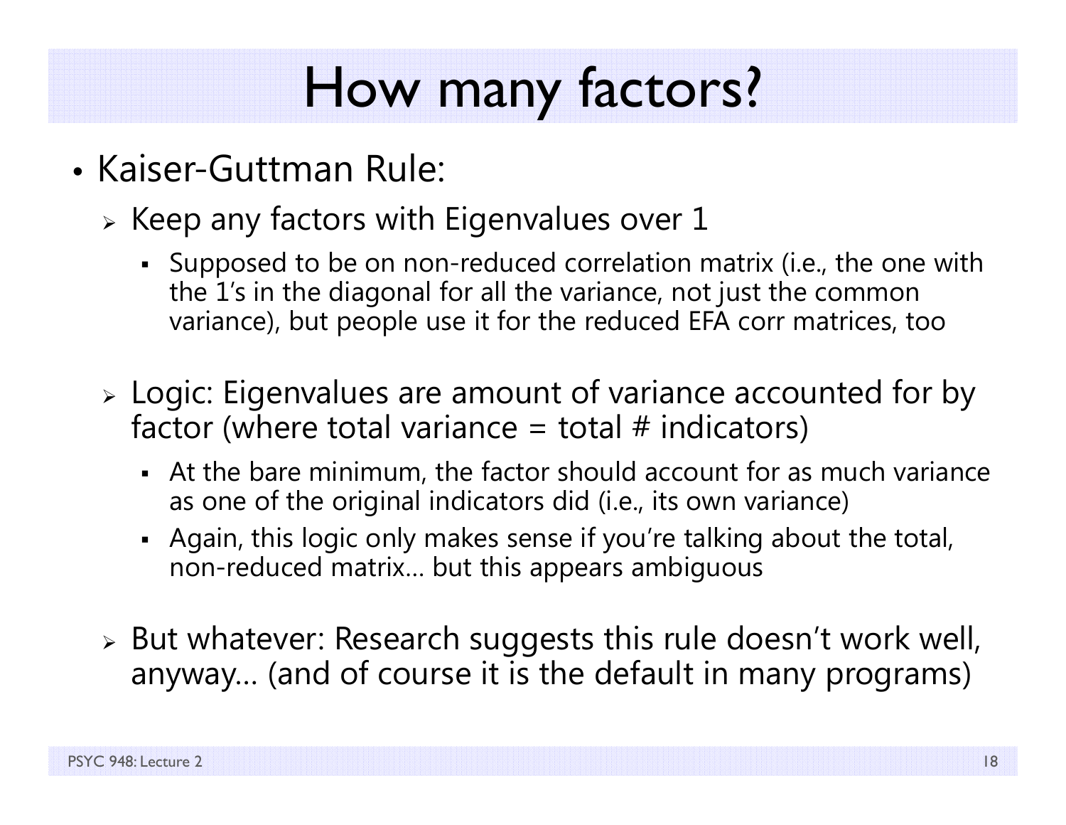# How many factors?

- Kaiser-Guttman Rule:
  - Keep any factors with Eigenvalues over 1
    - Supposed to be on non-reduced correlation matrix (i.e., the one with the 1's in the diagonal for all the variance, not just the common variance), but people use it for the reduced EFA corr matrices, too
  - Logic: Eigenvalues are amount of variance accounted for by factor (where total variance = total # indicators)
    - At the bare minimum, the factor should account for as much variance as one of the original indicators did (i.e., its own variance)
    - Again, this logic only makes sense if you're talking about the total, non-reduced matrix… but this appears ambiguous
  - But whatever: Research suggests this rule doesn't work well, anyway… (and of course it is the default in many programs)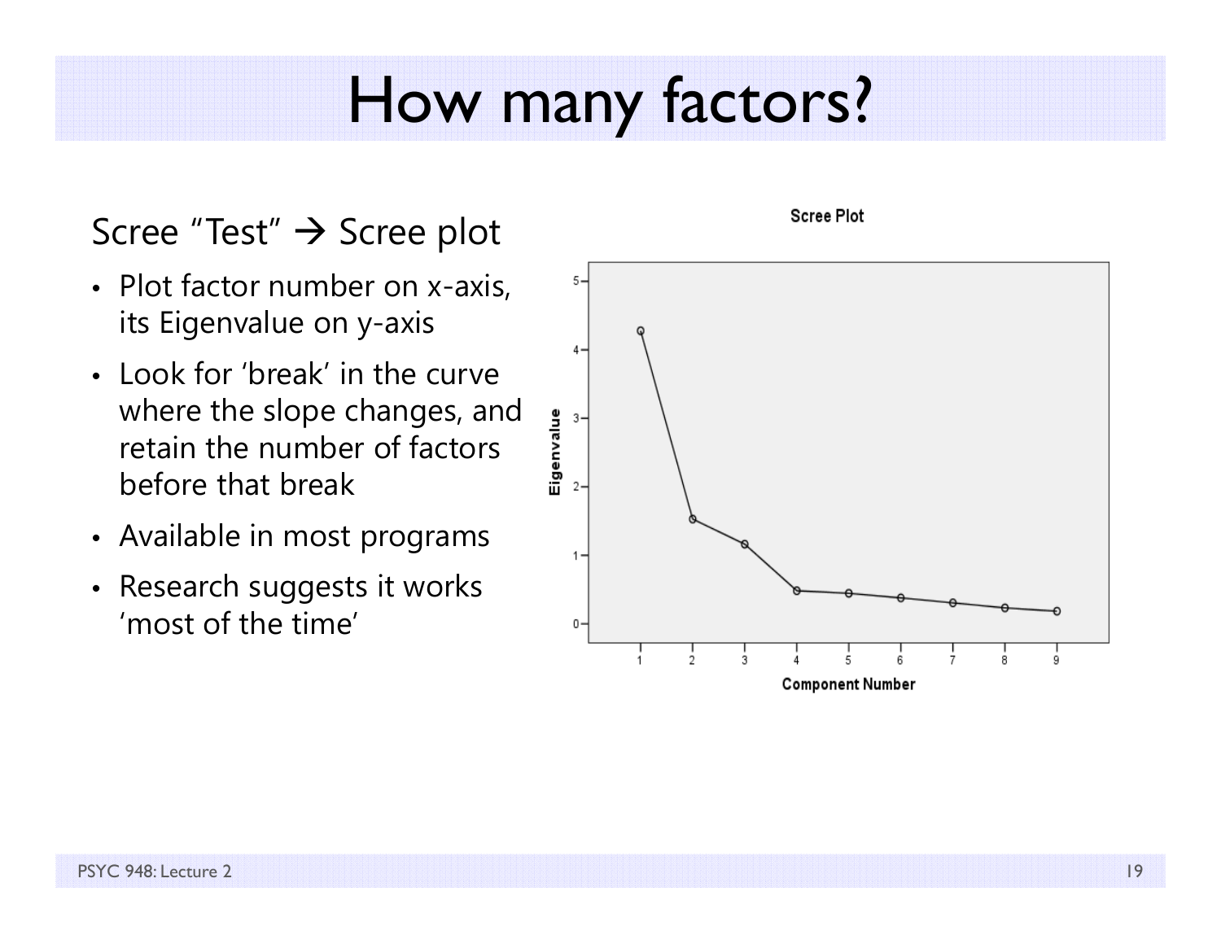# How many factors?

Scree "Test" → Scree plot

- Plot factor number on x-axis, its Eigenvalue on y-axis
- Look for 'break' in the curve where the slope changes, and retain the number of factors before that break
- Available in most programs
- Research suggests it works 'most of the time'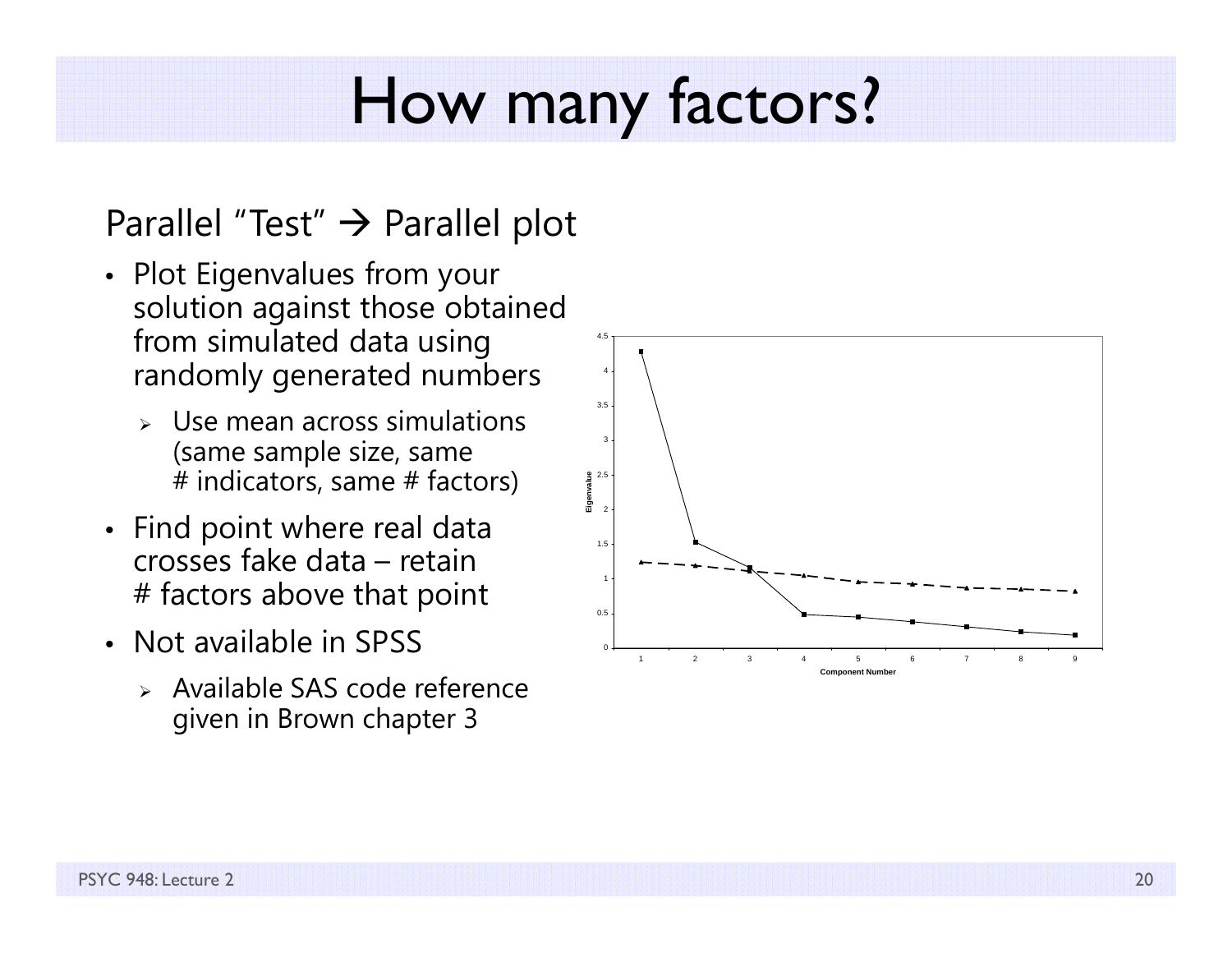# How many factors?

Parallel "Test" → Parallel plot

- Plot Eigenvalues from your solution against those obtained from simulated data using randomly generated numbers
  - Use mean across simulations (same sample size, same # indicators, same # factors)
- Find point where real data crosses fake data – retain # factors above that point
- Not available in SPSS
  - Available SAS code reference given in Brown chapter 3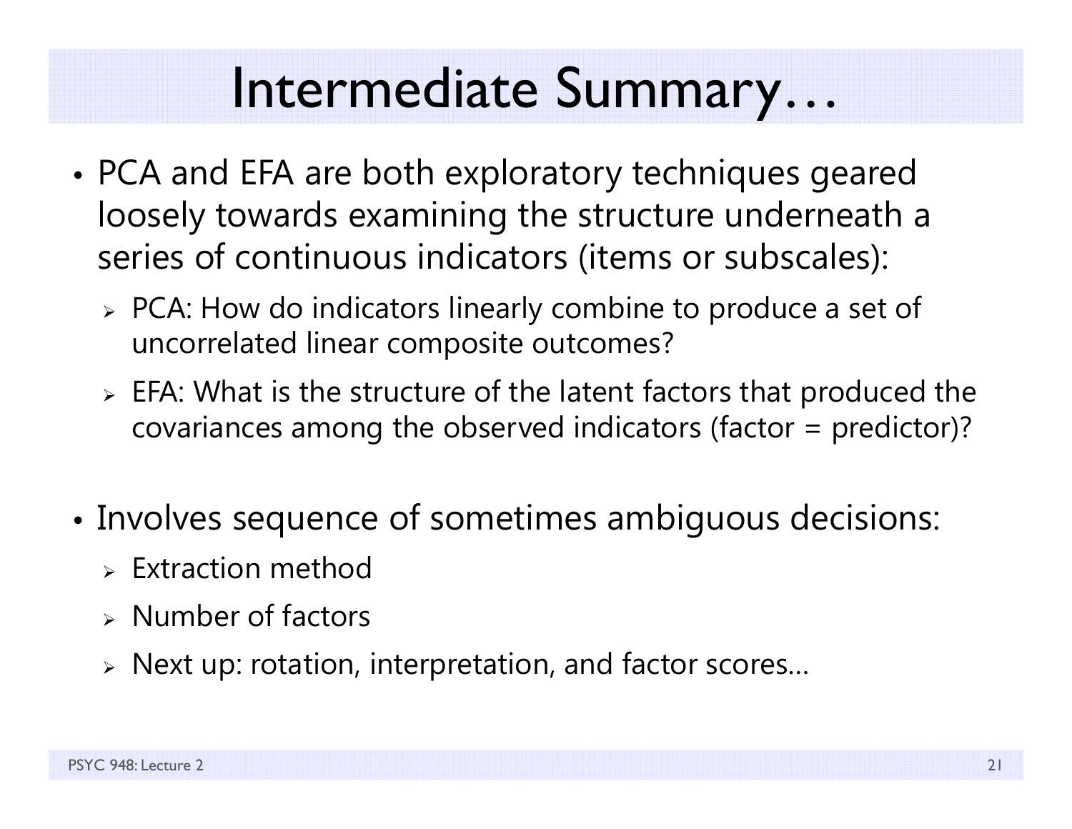# Intermediate Summary…

- PCA and EFA are both exploratory techniques geared loosely towards examining the structure underneath a series of continuous indicators (items or subscales):
  - PCA: How do indicators linearly combine to produce a set of uncorrelated linear composite outcomes?
  - EFA: What is the structure of the latent factors that produced the covariances among the observed indicators (factor = predictor)?
- Involves sequence of sometimes ambiguous decisions:
  - Extraction method
  - Number of factors
  - Next up: rotation, interpretation, and factor scores…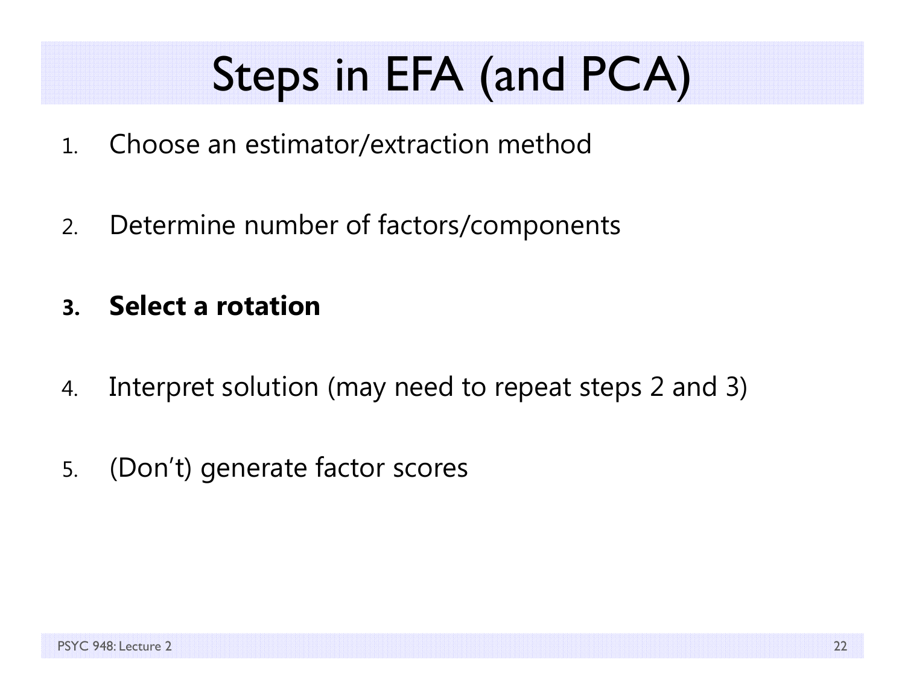# Steps in EFA (and PCA)

1. Choose an estimator/extraction method
2. Determine number of factors/components
3. **Select a rotation**
4. Interpret solution (may need to repeat steps 2 and 3)
5. (Don't) generate factor scores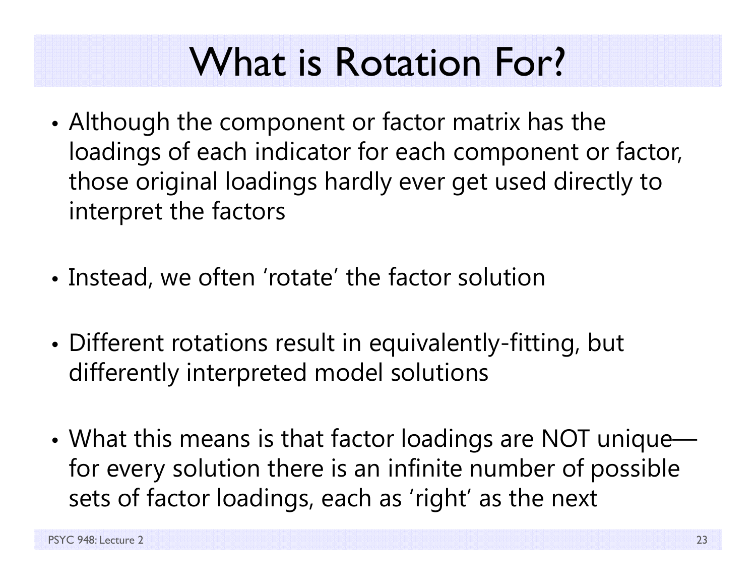# What is Rotation For?

- Although the component or factor matrix has the loadings of each indicator for each component or factor, those original loadings hardly ever get used directly to interpret the factors

- Instead, we often 'rotate' the factor solution

- Different rotations result in equivalently-fitting, but differently interpreted model solutions

- What this means is that factor loadings are NOT unique—for every solution there is an infinite number of possible sets of factor loadings, each as 'right' as the next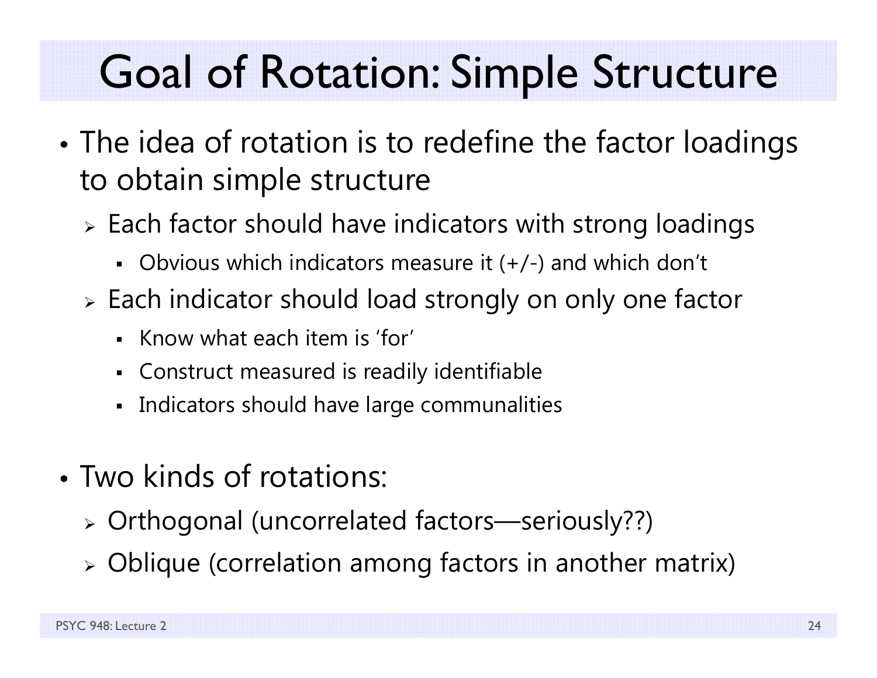# Goal of Rotation: Simple Structure

- The idea of rotation is to redefine the factor loadings to obtain simple structure
  - Each factor should have indicators with strong loadings
    - Obvious which indicators measure it (+/-) and which don't
  - Each indicator should load strongly on only one factor
    - Know what each item is 'for'
    - Construct measured is readily identifiable
    - Indicators should have large communalities

- Two kinds of rotations:
  - Orthogonal (uncorrelated factors—seriously??)
  - Oblique (correlation among factors in another matrix)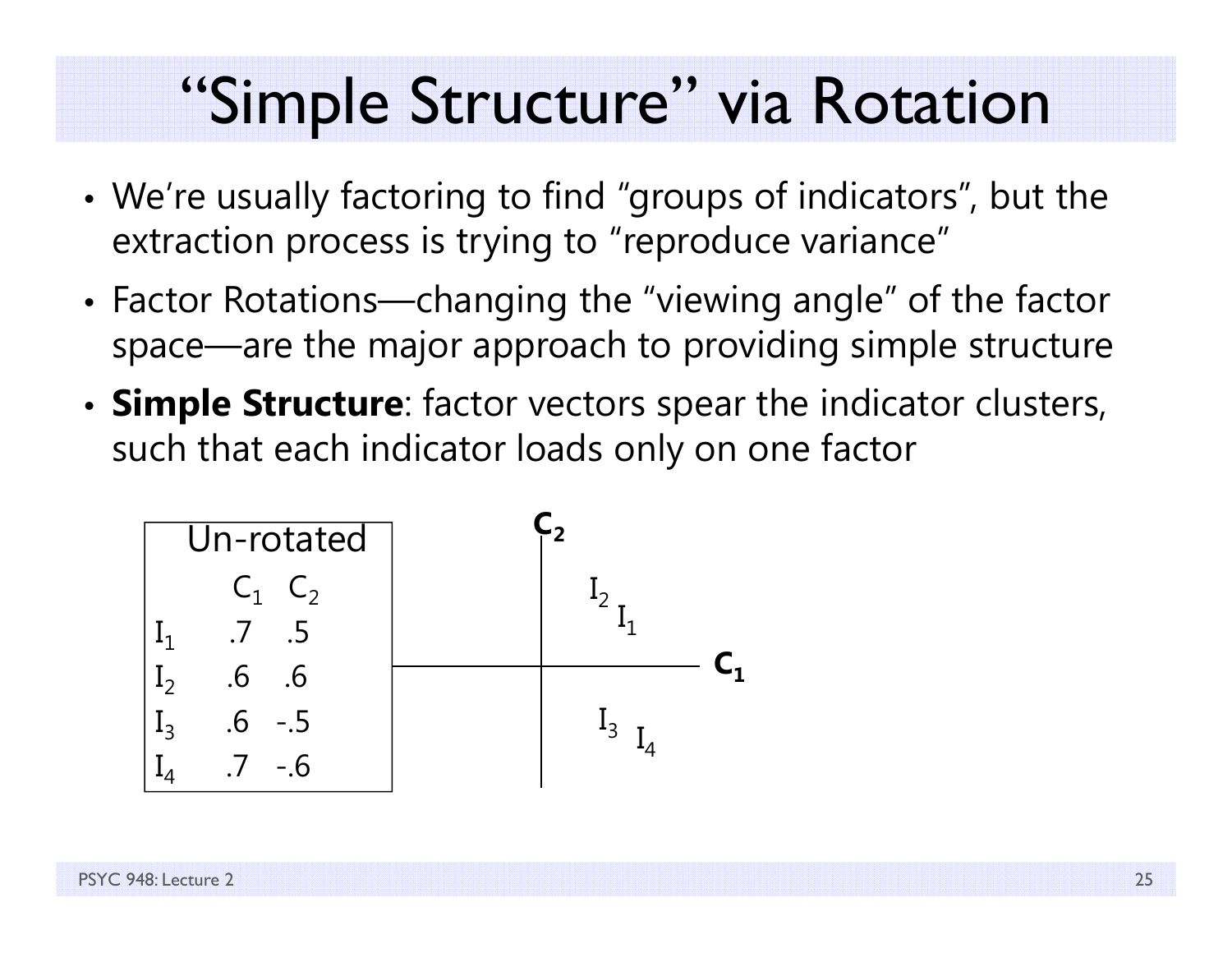# "Simple Structure" via Rotation

- We're usually factoring to find "groups of indicators", but the extraction process is trying to "reproduce variance"
- Factor Rotations—changing the "viewing angle" of the factor space—are the major approach to providing simple structure
- **Simple Structure**: factor vectors spear the indicator clusters, such that each indicator loads only on one factor

Un-rotated

| | $C_1$ | $C_2$ |
|---|---|---|
| $I_1$ | .7 | .5 |
| $I_2$ | .6 | .6 |
| $I_3$ | .6 | -.5 |
| $I_4$ | .7 | -.6 |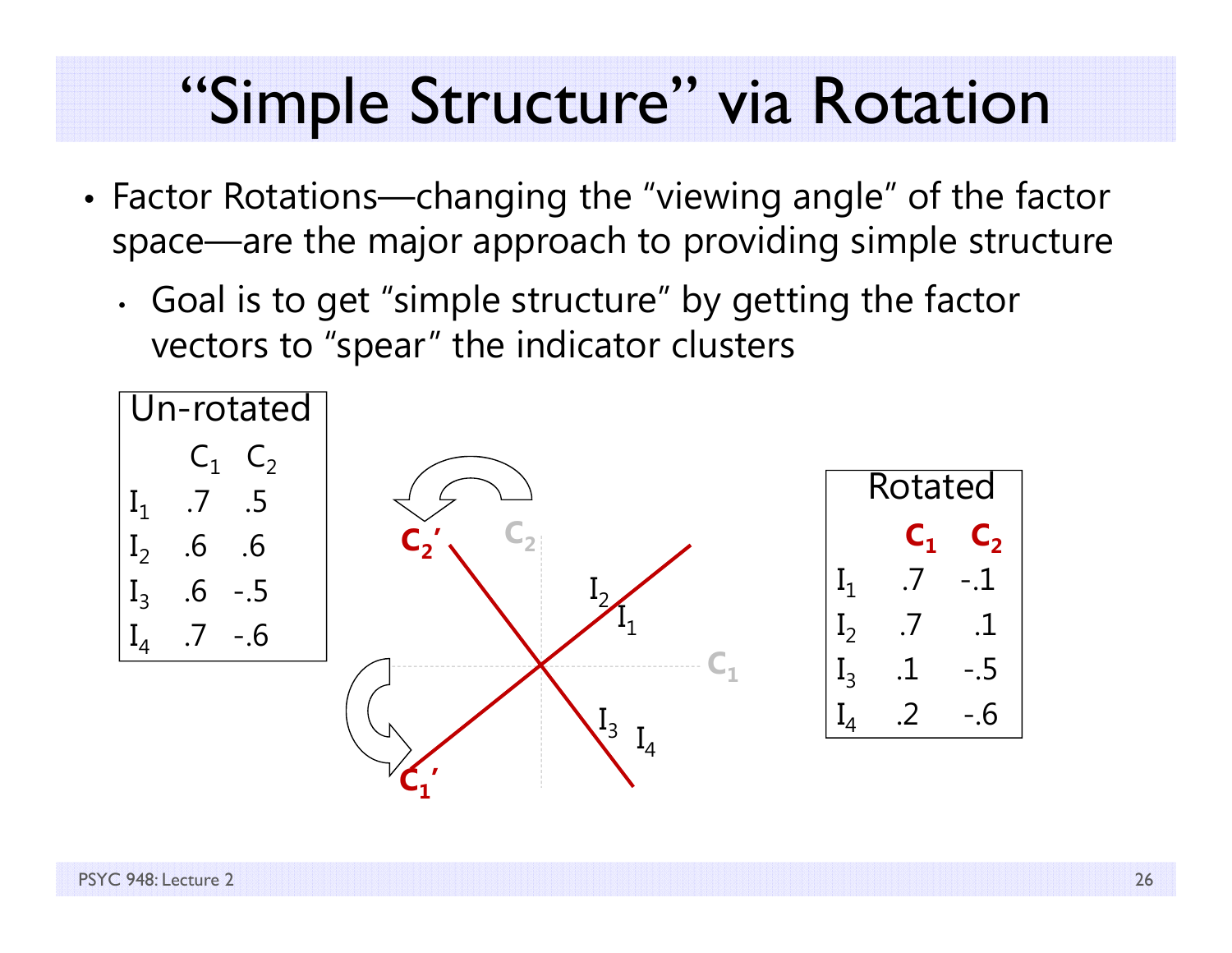# "Simple Structure" via Rotation

- Factor Rotations—changing the "viewing angle" of the factor space—are the major approach to providing simple structure
  - Goal is to get "simple structure" by getting the factor vectors to "spear" the indicator clusters

Un-rotated

| | $C_1$ | $C_2$ |
|---|---|---|
| $I_1$ | .7 | .5 |
| $I_2$ | .6 | .6 |
| $I_3$ | .6 | -.5 |
| $I_4$ | .7 | -.6 |

Rotated

| | $C_1$ | $C_2$ |
|---|---|---|
| $I_1$ | .7 | -.1 |
| $I_2$ | .7 | .1 |
| $I_3$ | .1 | -.5 |
| $I_4$ | .2 | -.6 |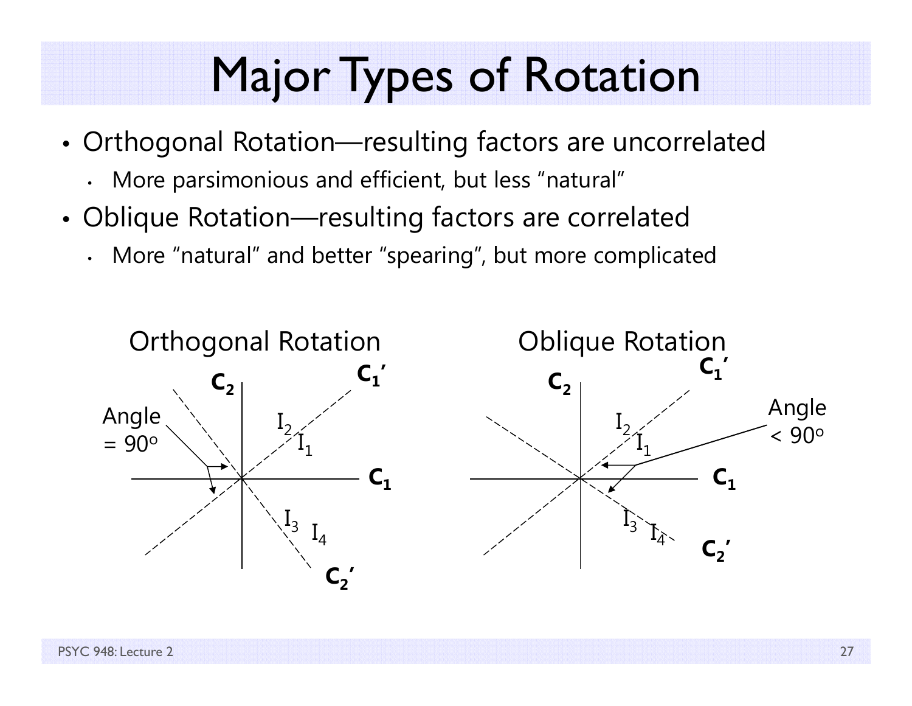# Major Types of Rotation

- Orthogonal Rotation—resulting factors are uncorrelated
  - More parsimonious and efficient, but less "natural"
- Oblique Rotation—resulting factors are correlated
  - More "natural" and better "spearing", but more complicated

Orthogonal Rotation

Oblique Rotation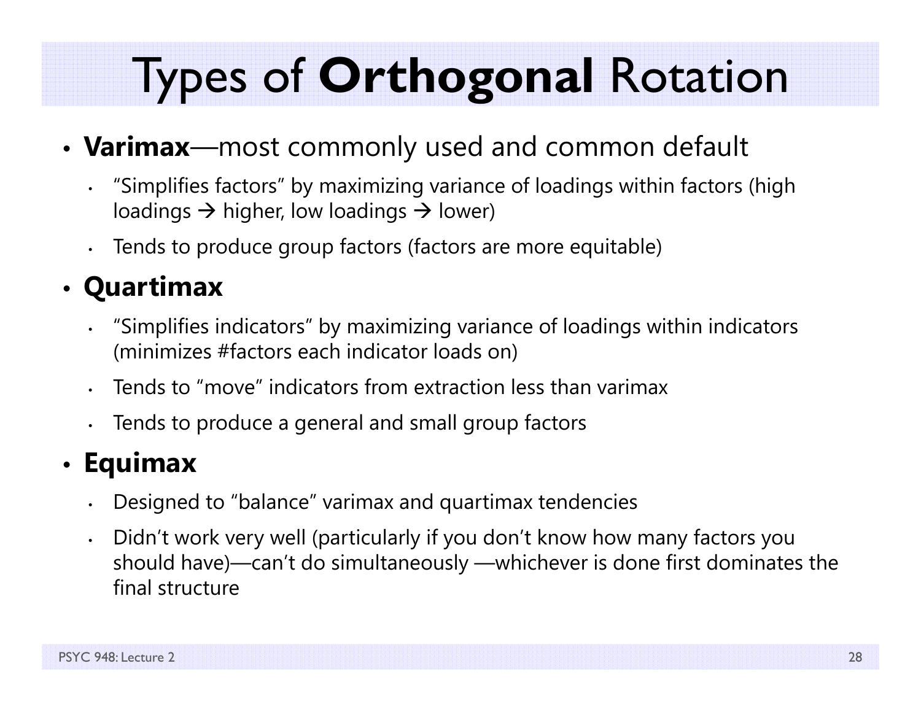# Types of **Orthogonal** Rotation

- **Varimax**—most commonly used and common default
  - "Simplifies factors" by maximizing variance of loadings within factors (high loadings → higher, low loadings → lower)
  - Tends to produce group factors (factors are more equitable)
- **Quartimax**
  - "Simplifies indicators" by maximizing variance of loadings within indicators (minimizes #factors each indicator loads on)
  - Tends to "move" indicators from extraction less than varimax
  - Tends to produce a general and small group factors
- **Equimax**
  - Designed to "balance" varimax and quartimax tendencies
  - Didn't work very well (particularly if you don't know how many factors you should have)—can't do simultaneously —whichever is done first dominates the final structure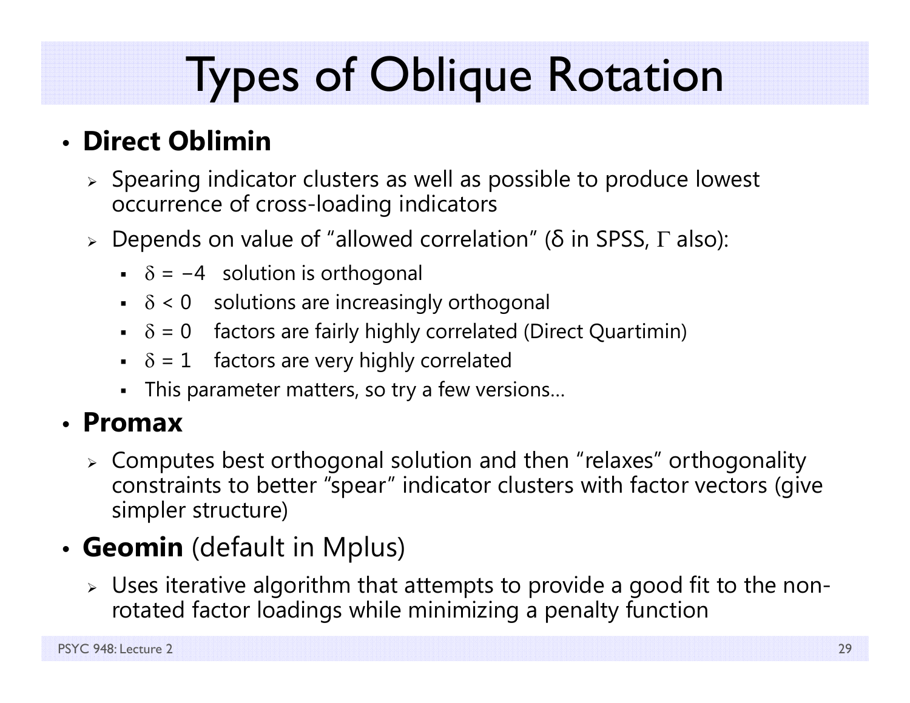# Types of Oblique Rotation

- **Direct Oblimin**
  - Spearing indicator clusters as well as possible to produce lowest occurrence of cross-loading indicators
  - Depends on value of "allowed correlation" ($\delta$ in SPSS, $\Gamma$ also):
    - $\delta = -4$ solution is orthogonal
    - $\delta < 0$ solutions are increasingly orthogonal
    - $\delta = 0$ factors are fairly highly correlated (Direct Quartimin)
    - $\delta = 1$ factors are very highly correlated
    - This parameter matters, so try a few versions…
- **Promax**
  - Computes best orthogonal solution and then "relaxes" orthogonality constraints to better "spear" indicator clusters with factor vectors (give simpler structure)
- **Geomin** (default in Mplus)
  - Uses iterative algorithm that attempts to provide a good fit to the non-rotated factor loadings while minimizing a penalty function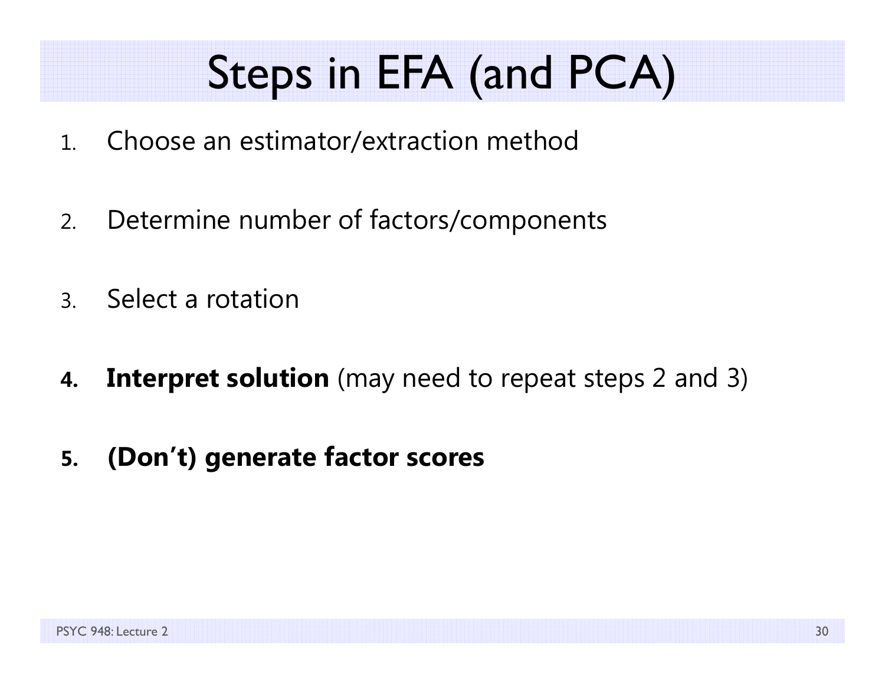# Steps in EFA (and PCA)

1. Choose an estimator/extraction method

2. Determine number of factors/components

3. Select a rotation

4. **Interpret solution** (may need to repeat steps 2 and 3)

5. **(Don't) generate factor scores**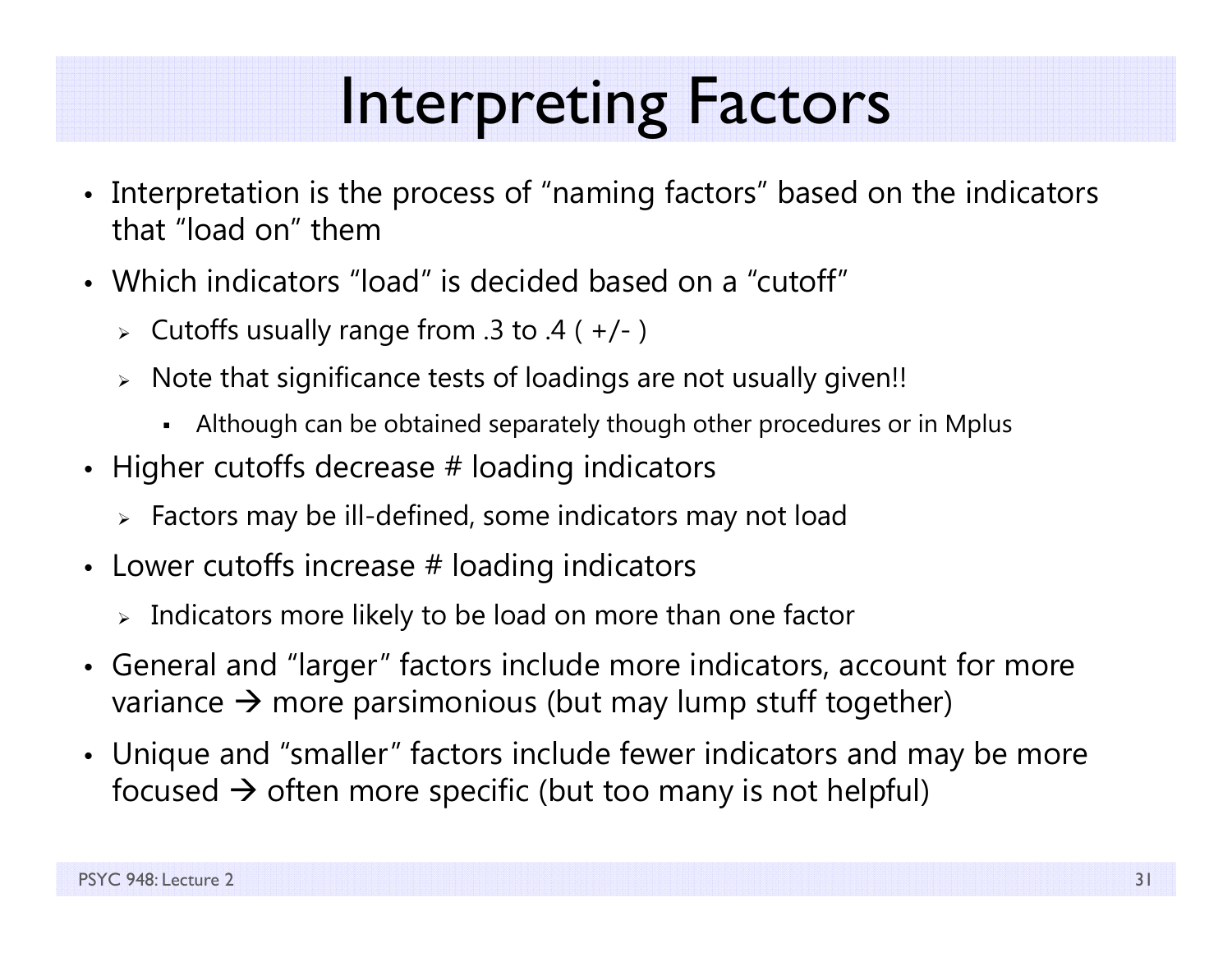# Interpreting Factors

- Interpretation is the process of "naming factors" based on the indicators that "load on" them
- Which indicators "load" is decided based on a "cutoff"
  - Cutoffs usually range from .3 to .4 ( +/- )
  - Note that significance tests of loadings are not usually given!!
    - Although can be obtained separately though other procedures or in Mplus
- Higher cutoffs decrease # loading indicators
  - Factors may be ill-defined, some indicators may not load
- Lower cutoffs increase # loading indicators
  - Indicators more likely to be load on more than one factor
- General and "larger" factors include more indicators, account for more variance → more parsimonious (but may lump stuff together)
- Unique and "smaller" factors include fewer indicators and may be more focused → often more specific (but too many is not helpful)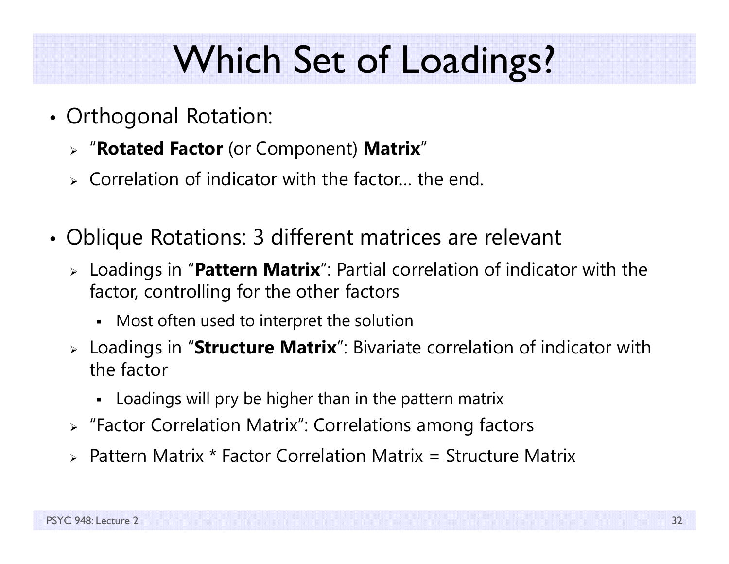# Which Set of Loadings?

- Orthogonal Rotation:
  - "**Rotated Factor** (or Component) **Matrix**"
  - Correlation of indicator with the factor… the end.

- Oblique Rotations: 3 different matrices are relevant
  - Loadings in "**Pattern Matrix**": Partial correlation of indicator with the factor, controlling for the other factors
    - Most often used to interpret the solution
  - Loadings in "**Structure Matrix**": Bivariate correlation of indicator with the factor
    - Loadings will pry be higher than in the pattern matrix
  - "Factor Correlation Matrix": Correlations among factors
  - Pattern Matrix * Factor Correlation Matrix = Structure Matrix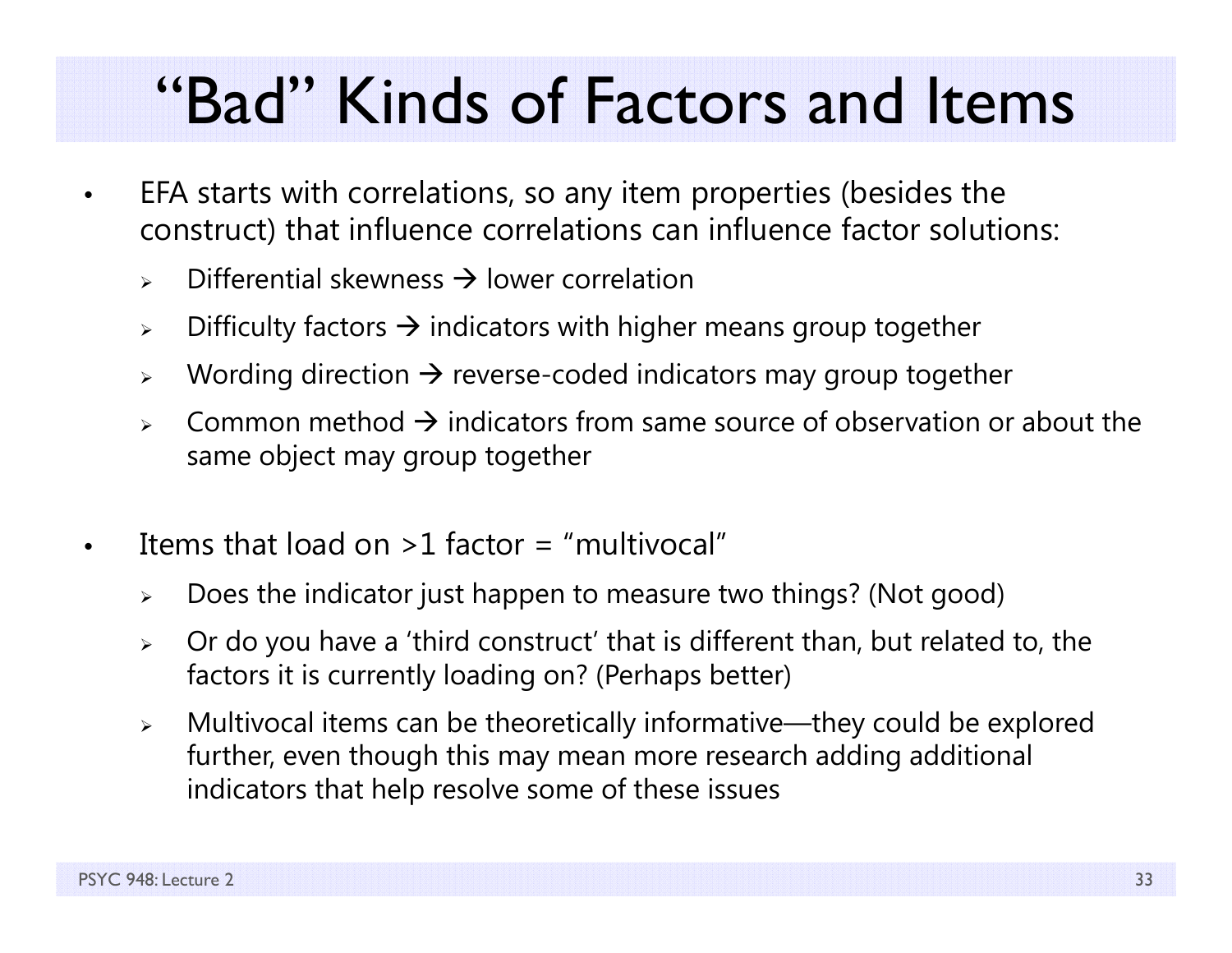# "Bad" Kinds of Factors and Items

- EFA starts with correlations, so any item properties (besides the construct) that influence correlations can influence factor solutions:
  - Differential skewness → lower correlation
  - Difficulty factors → indicators with higher means group together
  - Wording direction → reverse-coded indicators may group together
  - Common method → indicators from same source of observation or about the same object may group together

- Items that load on >1 factor = "multivocal"
  - Does the indicator just happen to measure two things? (Not good)
  - Or do you have a 'third construct' that is different than, but related to, the factors it is currently loading on? (Perhaps better)
  - Multivocal items can be theoretically informative—they could be explored further, even though this may mean more research adding additional indicators that help resolve some of these issues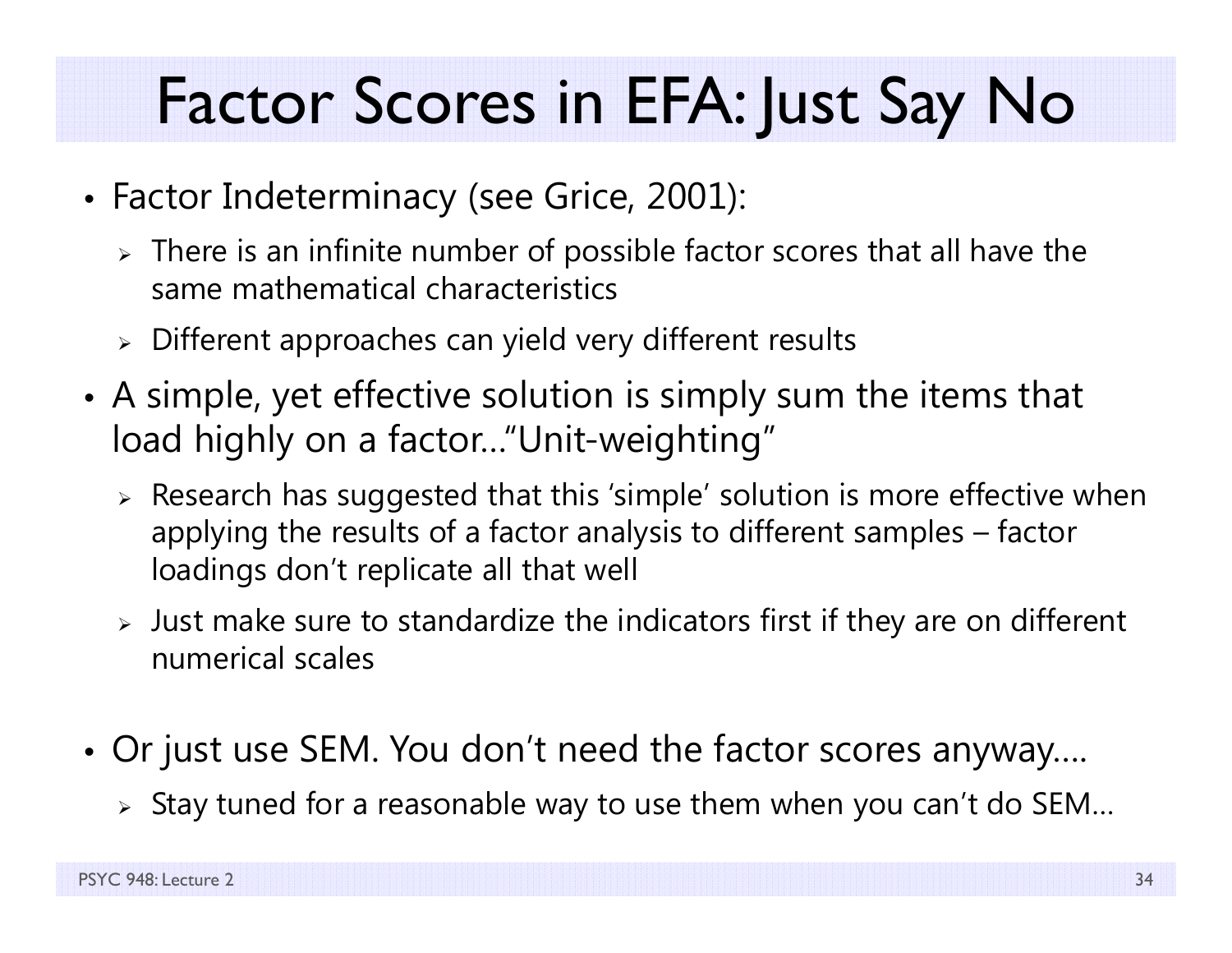# Factor Scores in EFA: Just Say No

- Factor Indeterminacy (see Grice, 2001):
  - There is an infinite number of possible factor scores that all have the same mathematical characteristics
  - Different approaches can yield very different results
- A simple, yet effective solution is simply sum the items that load highly on a factor…"Unit-weighting"
  - Research has suggested that this 'simple' solution is more effective when applying the results of a factor analysis to different samples – factor loadings don't replicate all that well
  - Just make sure to standardize the indicators first if they are on different numerical scales
- Or just use SEM. You don't need the factor scores anyway….
  - Stay tuned for a reasonable way to use them when you can't do SEM…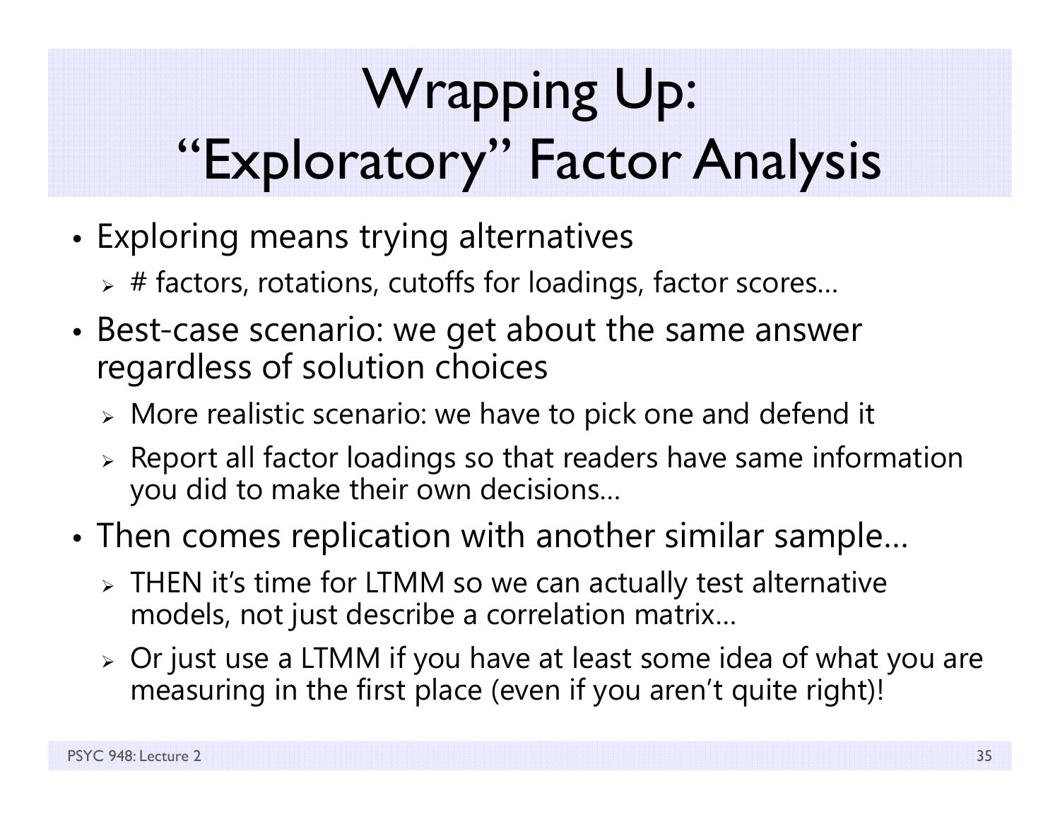# Wrapping Up: "Exploratory" Factor Analysis

- Exploring means trying alternatives
  - # factors, rotations, cutoffs for loadings, factor scores…
- Best-case scenario: we get about the same answer regardless of solution choices
  - More realistic scenario: we have to pick one and defend it
  - Report all factor loadings so that readers have same information you did to make their own decisions…
- Then comes replication with another similar sample…
  - THEN it's time for LTMM so we can actually test alternative models, not just describe a correlation matrix…
  - Or just use a LTMM if you have at least some idea of what you are measuring in the first place (even if you aren't quite right)!